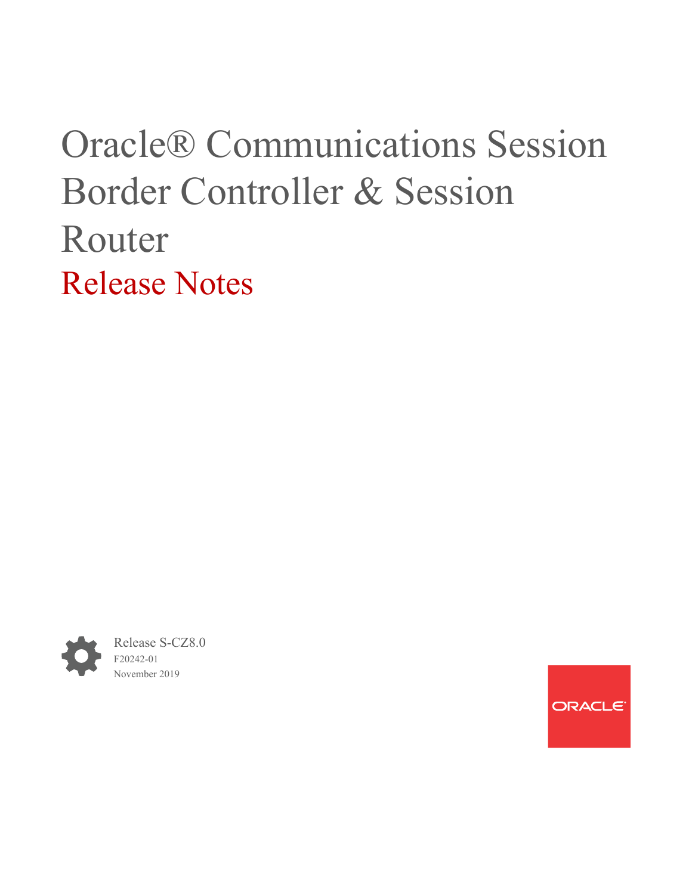# Oracle® Communications Session Border Controller & Session Router

## Release Notes

Release S-CZ8.0

F20242-01

November 2019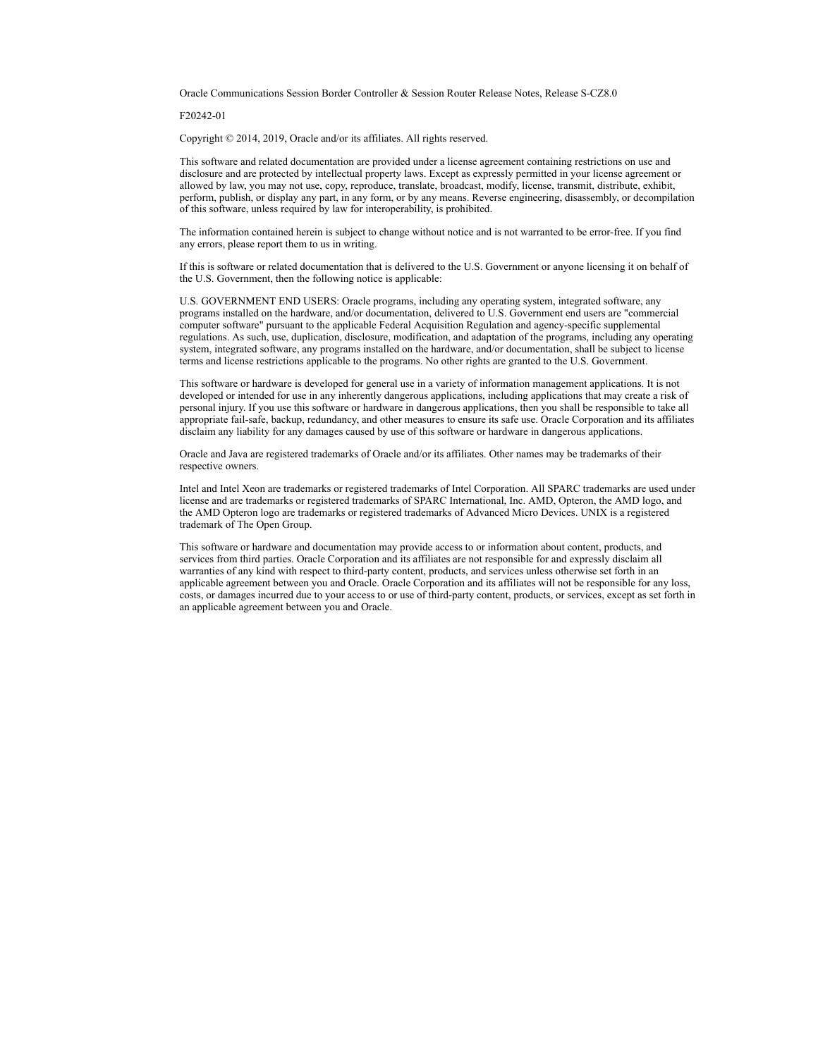Oracle Communications Session Border Controller & Session Router Release Notes, Release S-CZ8.0

F20242-01

Copyright © 2014, 2019, Oracle and/or its affiliates. All rights reserved.

This software and related documentation are provided under a license agreement containing restrictions on use and disclosure and are protected by intellectual property laws. Except as expressly permitted in your license agreement or allowed by law, you may not use, copy, reproduce, translate, broadcast, modify, license, transmit, distribute, exhibit, perform, publish, or display any part, in any form, or by any means. Reverse engineering, disassembly, or decompilation of this software, unless required by law for interoperability, is prohibited.

The information contained herein is subject to change without notice and is not warranted to be error-free. If you find any errors, please report them to us in writing.

If this is software or related documentation that is delivered to the U.S. Government or anyone licensing it on behalf of the U.S. Government, then the following notice is applicable:

U.S. GOVERNMENT END USERS: Oracle programs, including any operating system, integrated software, any programs installed on the hardware, and/or documentation, delivered to U.S. Government end users are "commercial computer software" pursuant to the applicable Federal Acquisition Regulation and agency-specific supplemental regulations. As such, use, duplication, disclosure, modification, and adaptation of the programs, including any operating system, integrated software, any programs installed on the hardware, and/or documentation, shall be subject to license terms and license restrictions applicable to the programs. No other rights are granted to the U.S. Government.

This software or hardware is developed for general use in a variety of information management applications. It is not developed or intended for use in any inherently dangerous applications, including applications that may create a risk of personal injury. If you use this software or hardware in dangerous applications, then you shall be responsible to take all appropriate fail-safe, backup, redundancy, and other measures to ensure its safe use. Oracle Corporation and its affiliates disclaim any liability for any damages caused by use of this software or hardware in dangerous applications.

Oracle and Java are registered trademarks of Oracle and/or its affiliates. Other names may be trademarks of their respective owners.

Intel and Intel Xeon are trademarks or registered trademarks of Intel Corporation. All SPARC trademarks are used under license and are trademarks or registered trademarks of SPARC International, Inc. AMD, Opteron, the AMD logo, and the AMD Opteron logo are trademarks or registered trademarks of Advanced Micro Devices. UNIX is a registered trademark of The Open Group.

This software or hardware and documentation may provide access to or information about content, products, and services from third parties. Oracle Corporation and its affiliates are not responsible for and expressly disclaim all warranties of any kind with respect to third-party content, products, and services unless otherwise set forth in an applicable agreement between you and Oracle. Oracle Corporation and its affiliates will not be responsible for any loss, costs, or damages incurred due to your access to or use of third-party content, products, or services, except as set forth in an applicable agreement between you and Oracle.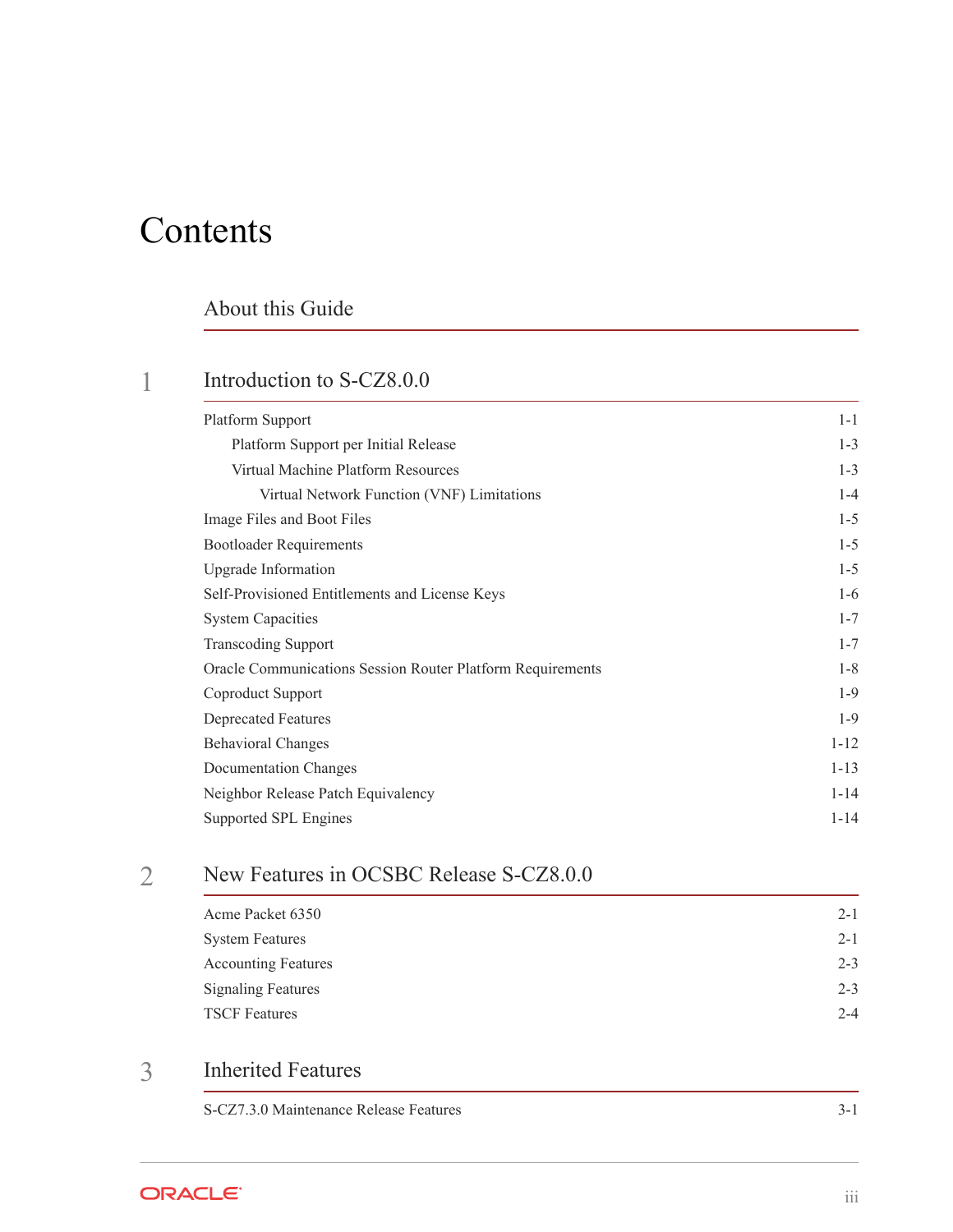# Contents

## About this Guide

## 1 Introduction to S-CZ8.0.0

Platform Support 1-1

- Platform Support per Initial Release 1-3
- Virtual Machine Platform Resources 1-3
  - Virtual Network Function (VNF) Limitations 1-4

Image Files and Boot Files 1-5

Bootloader Requirements 1-5

Upgrade Information 1-5

Self-Provisioned Entitlements and License Keys 1-6

System Capacities 1-7

Transcoding Support 1-7

Oracle Communications Session Router Platform Requirements 1-8

Coproduct Support 1-9

Deprecated Features 1-9

Behavioral Changes 1-12

Documentation Changes 1-13

Neighbor Release Patch Equivalency 1-14

Supported SPL Engines 1-14

## 2 New Features in OCSBC Release S-CZ8.0.0

Acme Packet 6350 2-1

System Features 2-1

Accounting Features 2-3

Signaling Features 2-3

TSCF Features 2-4

## 3 Inherited Features

S-CZ7.3.0 Maintenance Release Features 3-1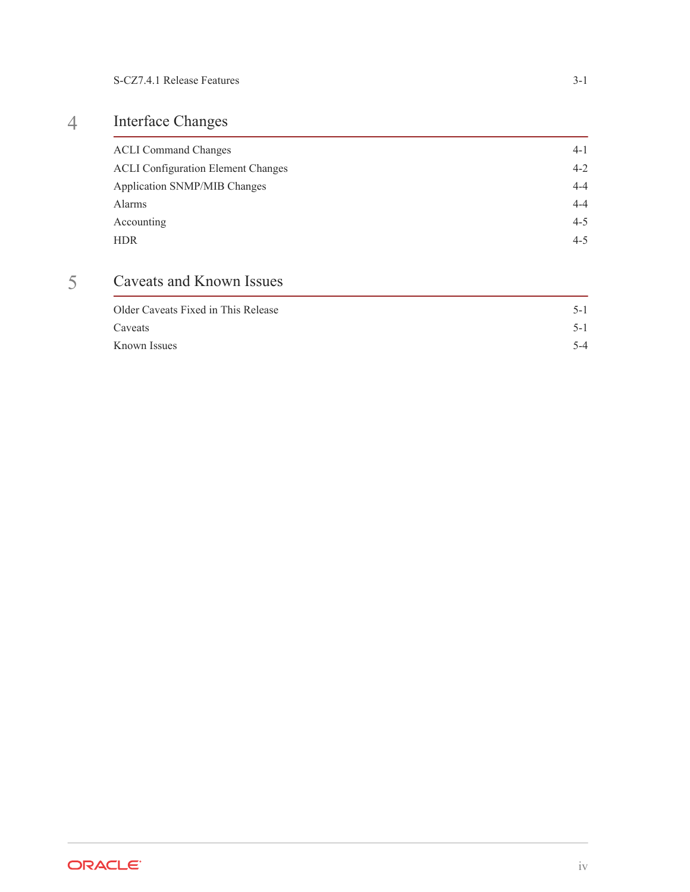S-CZ7.4.1 Release Features 3-1

## 4 Interface Changes

ACLI Command Changes 4-1

ACLI Configuration Element Changes 4-2

Application SNMP/MIB Changes 4-4

Alarms 4-4

Accounting 4-5

HDR 4-5

## 5 Caveats and Known Issues

Older Caveats Fixed in This Release 5-1

Caveats 5-1

Known Issues 5-4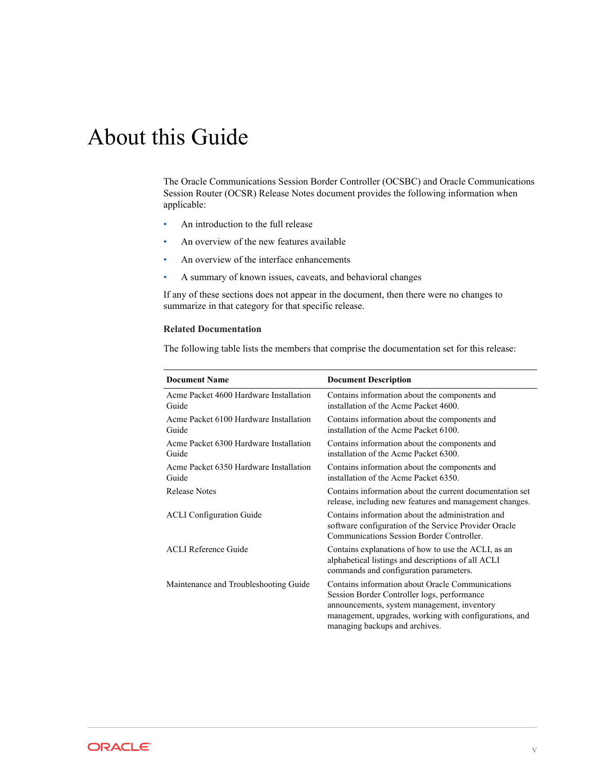# About this Guide

The Oracle Communications Session Border Controller (OCSBC) and Oracle Communications Session Router (OCSR) Release Notes document provides the following information when applicable:

- An introduction to the full release
- An overview of the new features available
- An overview of the interface enhancements
- A summary of known issues, caveats, and behavioral changes

If any of these sections does not appear in the document, then there were no changes to summarize in that category for that specific release.

### Related Documentation

The following table lists the members that comprise the documentation set for this release:

| Document Name | Document Description |
| --- | --- |
| Acme Packet 4600 Hardware Installation Guide | Contains information about the components and installation of the Acme Packet 4600. |
| Acme Packet 6100 Hardware Installation Guide | Contains information about the components and installation of the Acme Packet 6100. |
| Acme Packet 6300 Hardware Installation Guide | Contains information about the components and installation of the Acme Packet 6300. |
| Acme Packet 6350 Hardware Installation Guide | Contains information about the components and installation of the Acme Packet 6350. |
| Release Notes | Contains information about the current documentation set release, including new features and management changes. |
| ACLI Configuration Guide | Contains information about the administration and software configuration of the Service Provider Oracle Communications Session Border Controller. |
| ACLI Reference Guide | Contains explanations of how to use the ACLI, as an alphabetical listings and descriptions of all ACLI commands and configuration parameters. |
| Maintenance and Troubleshooting Guide | Contains information about Oracle Communications Session Border Controller logs, performance announcements, system management, inventory management, upgrades, working with configurations, and managing backups and archives. |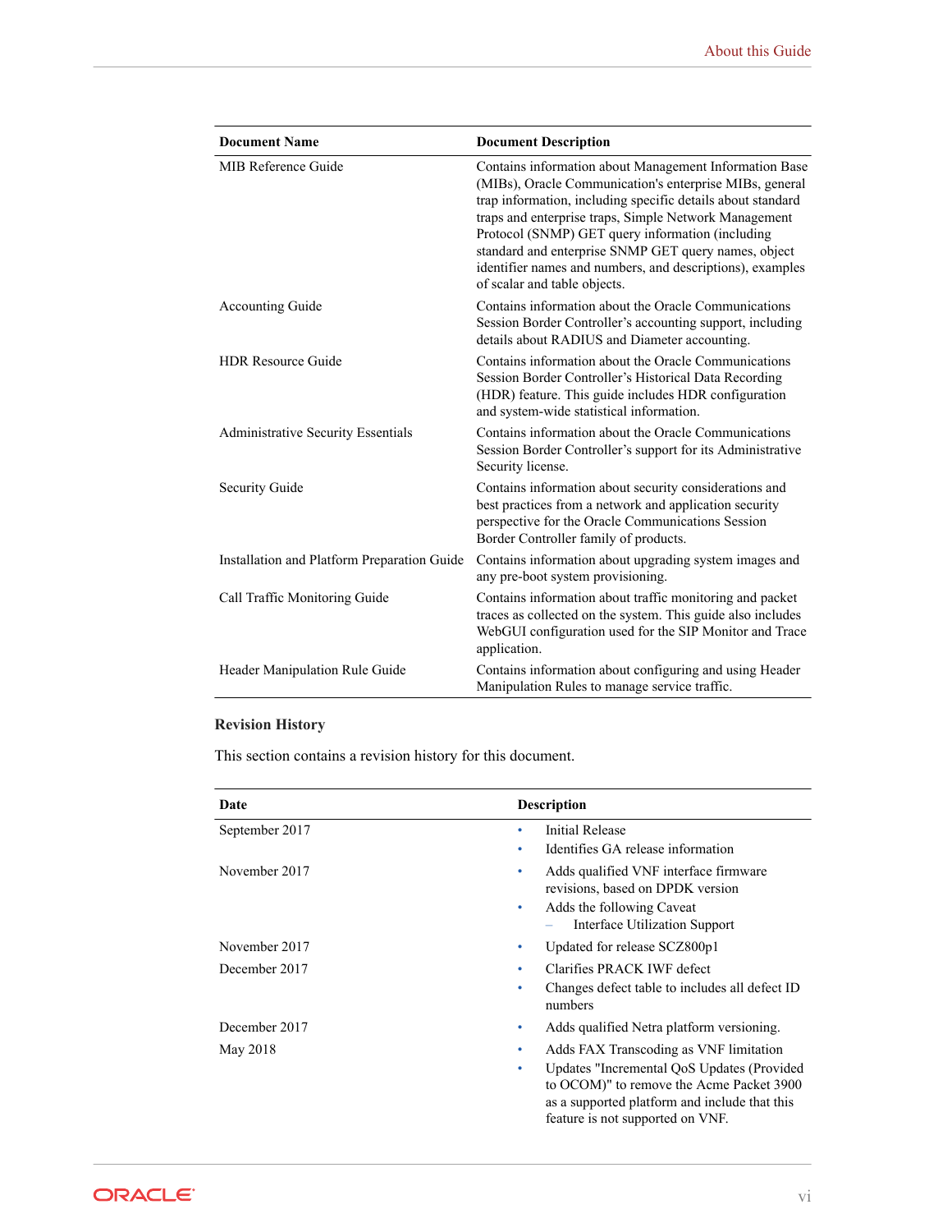| Document Name | Document Description |
|---|---|
| MIB Reference Guide | Contains information about Management Information Base (MIBs), Oracle Communication's enterprise MIBs, general trap information, including specific details about standard traps and enterprise traps, Simple Network Management Protocol (SNMP) GET query information (including standard and enterprise SNMP GET query names, object identifier names and numbers, and descriptions), examples of scalar and table objects. |
| Accounting Guide | Contains information about the Oracle Communications Session Border Controller's accounting support, including details about RADIUS and Diameter accounting. |
| HDR Resource Guide | Contains information about the Oracle Communications Session Border Controller's Historical Data Recording (HDR) feature. This guide includes HDR configuration and system-wide statistical information. |
| Administrative Security Essentials | Contains information about the Oracle Communications Session Border Controller's support for its Administrative Security license. |
| Security Guide | Contains information about security considerations and best practices from a network and application security perspective for the Oracle Communications Session Border Controller family of products. |
| Installation and Platform Preparation Guide | Contains information about upgrading system images and any pre-boot system provisioning. |
| Call Traffic Monitoring Guide | Contains information about traffic monitoring and packet traces as collected on the system. This guide also includes WebGUI configuration used for the SIP Monitor and Trace application. |
| Header Manipulation Rule Guide | Contains information about configuring and using Header Manipulation Rules to manage service traffic. |

**Revision History**

This section contains a revision history for this document.

| Date | Description |
|---|---|
| September 2017 | • Initial Release<br>• Identifies GA release information |
| November 2017 | • Adds qualified VNF interface firmware revisions, based on DPDK version<br>• Adds the following Caveat<br>  – Interface Utilization Support |
| November 2017 | • Updated for release SCZ800p1 |
| December 2017 | • Clarifies PRACK IWF defect<br>• Changes defect table to includes all defect ID numbers |
| December 2017 | • Adds qualified Netra platform versioning. |
| May 2018 | • Adds FAX Transcoding as VNF limitation<br>• Updates "Incremental QoS Updates (Provided to OCOM)" to remove the Acme Packet 3900 as a supported platform and include that this feature is not supported on VNF. |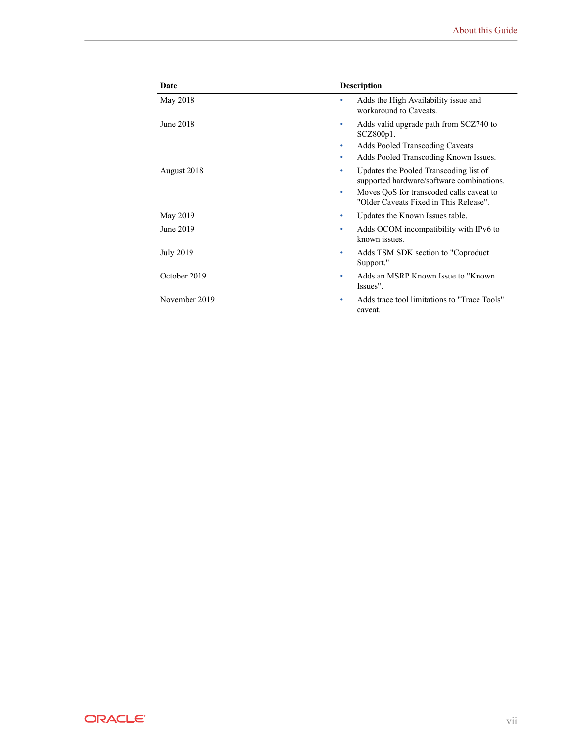| Date | Description |
| --- | --- |
| May 2018 | • Adds the High Availability issue and workaround to Caveats. |
| June 2018 | • Adds valid upgrade path from SCZ740 to SCZ800p1.<br>• Adds Pooled Transcoding Caveats<br>• Adds Pooled Transcoding Known Issues. |
| August 2018 | • Updates the Pooled Transcoding list of supported hardware/software combinations.<br>• Moves QoS for transcoded calls caveat to "Older Caveats Fixed in This Release". |
| May 2019 | • Updates the Known Issues table. |
| June 2019 | • Adds OCOM incompatibility with IPv6 to known issues. |
| July 2019 | • Adds TSM SDK section to "Coproduct Support." |
| October 2019 | • Adds an MSRP Known Issue to "Known Issues". |
| November 2019 | • Adds trace tool limitations to "Trace Tools" caveat. |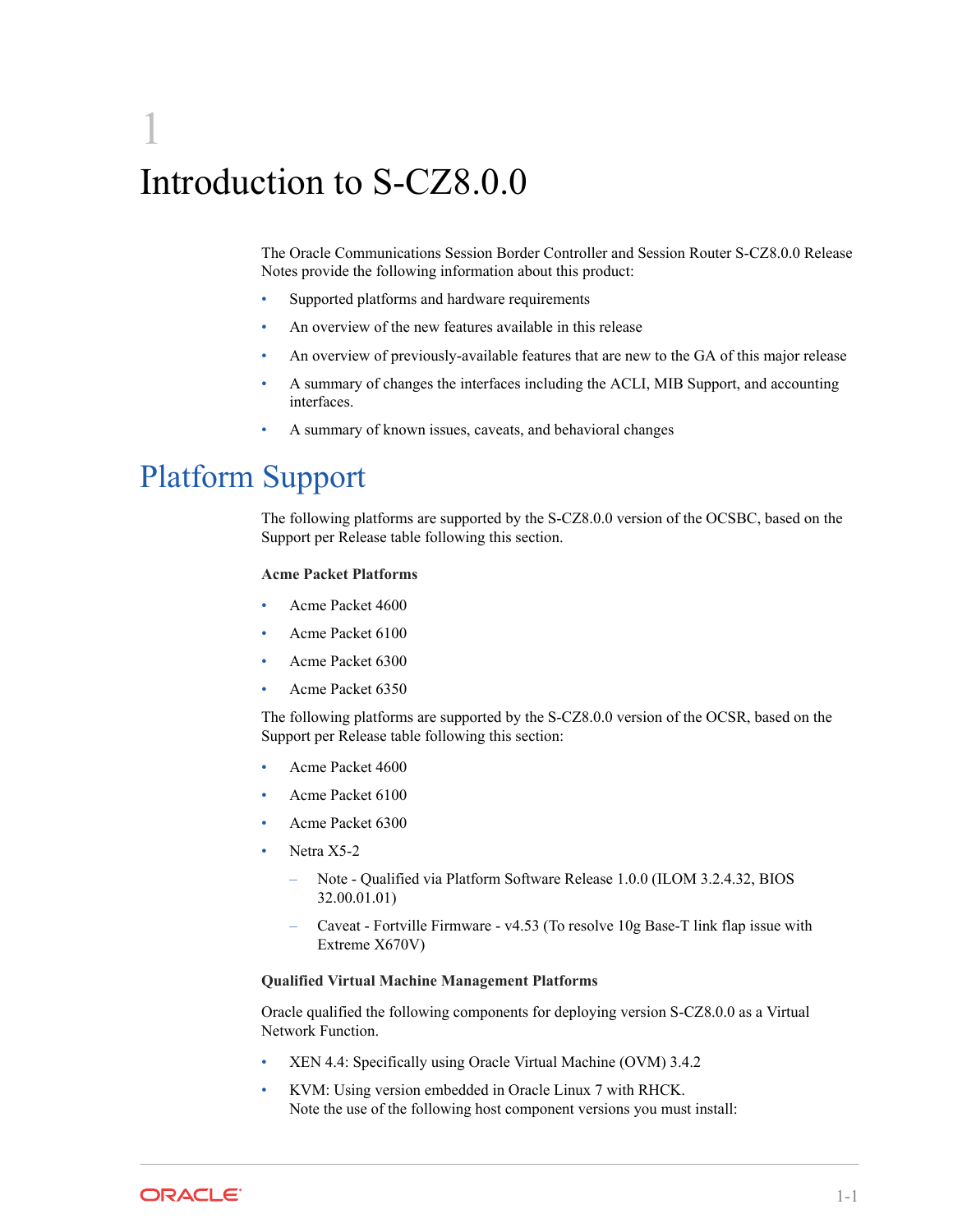# 1 Introduction to S-CZ8.0.0

The Oracle Communications Session Border Controller and Session Router S-CZ8.0.0 Release Notes provide the following information about this product:

- Supported platforms and hardware requirements
- An overview of the new features available in this release
- An overview of previously-available features that are new to the GA of this major release
- A summary of changes the interfaces including the ACLI, MIB Support, and accounting interfaces.
- A summary of known issues, caveats, and behavioral changes

## Platform Support

The following platforms are supported by the S-CZ8.0.0 version of the OCSBC, based on the Support per Release table following this section.

**Acme Packet Platforms**

- Acme Packet 4600
- Acme Packet 6100
- Acme Packet 6300
- Acme Packet 6350

The following platforms are supported by the S-CZ8.0.0 version of the OCSR, based on the Support per Release table following this section:

- Acme Packet 4600
- Acme Packet 6100
- Acme Packet 6300
- Netra X5-2
  - Note - Qualified via Platform Software Release 1.0.0 (ILOM 3.2.4.32, BIOS 32.00.01.01)
  - Caveat - Fortville Firmware - v4.53 (To resolve 10g Base-T link flap issue with Extreme X670V)

**Qualified Virtual Machine Management Platforms**

Oracle qualified the following components for deploying version S-CZ8.0.0 as a Virtual Network Function.

- XEN 4.4: Specifically using Oracle Virtual Machine (OVM) 3.4.2
- KVM: Using version embedded in Oracle Linux 7 with RHCK.
  Note the use of the following host component versions you must install: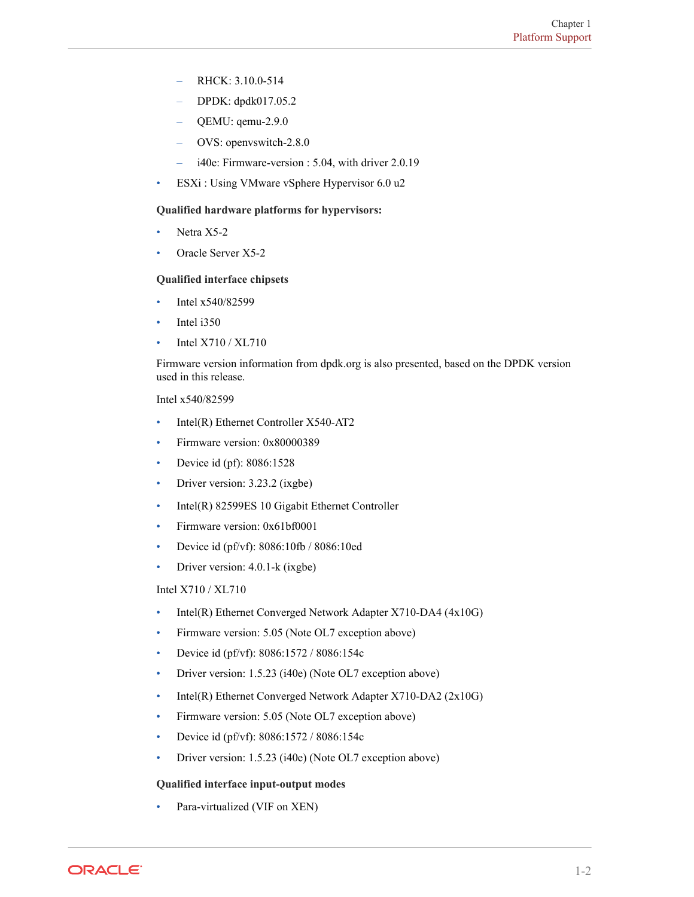- RHCK: 3.10.0-514
  - DPDK: dpdk017.05.2
  - QEMU: qemu-2.9.0
  - OVS: openvswitch-2.8.0
  - i40e: Firmware-version : 5.04, with driver 2.0.19
- ESXi : Using VMware vSphere Hypervisor 6.0 u2

**Qualified hardware platforms for hypervisors:**

- Netra X5-2
- Oracle Server X5-2

**Qualified interface chipsets**

- Intel x540/82599
- Intel i350
- Intel X710 / XL710

Firmware version information from dpdk.org is also presented, based on the DPDK version used in this release.

Intel x540/82599

- Intel(R) Ethernet Controller X540-AT2
- Firmware version: 0x80000389
- Device id (pf): 8086:1528
- Driver version: 3.23.2 (ixgbe)
- Intel(R) 82599ES 10 Gigabit Ethernet Controller
- Firmware version: 0x61bf0001
- Device id (pf/vf): 8086:10fb / 8086:10ed
- Driver version: 4.0.1-k (ixgbe)

Intel X710 / XL710

- Intel(R) Ethernet Converged Network Adapter X710-DA4 (4x10G)
- Firmware version: 5.05 (Note OL7 exception above)
- Device id (pf/vf): 8086:1572 / 8086:154c
- Driver version: 1.5.23 (i40e) (Note OL7 exception above)
- Intel(R) Ethernet Converged Network Adapter X710-DA2 (2x10G)
- Firmware version: 5.05 (Note OL7 exception above)
- Device id (pf/vf): 8086:1572 / 8086:154c
- Driver version: 1.5.23 (i40e) (Note OL7 exception above)

**Qualified interface input-output modes**

- Para-virtualized (VIF on XEN)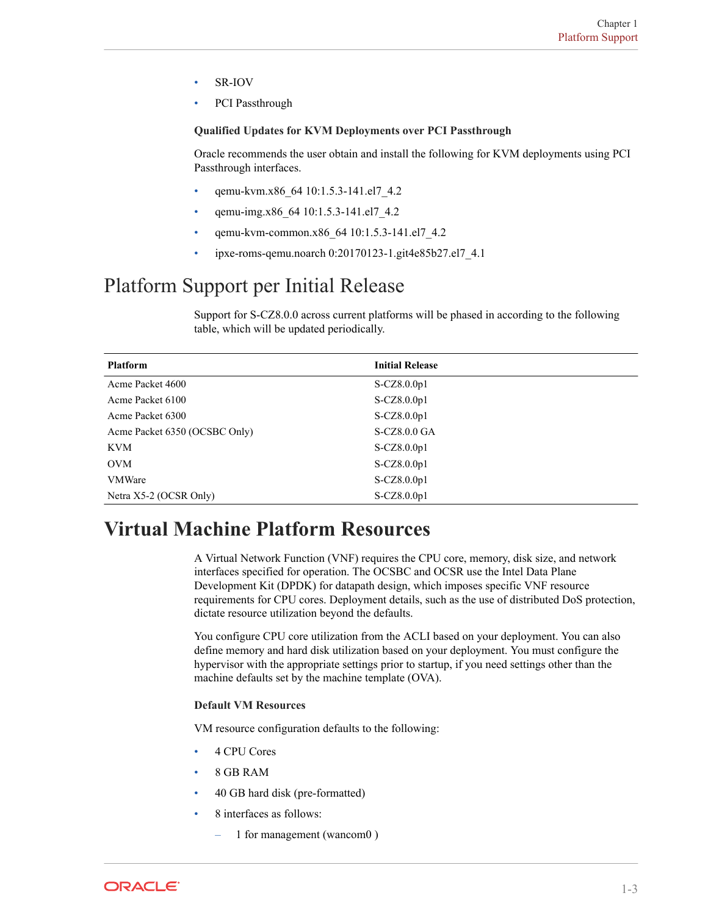- SR-IOV
- PCI Passthrough

**Qualified Updates for KVM Deployments over PCI Passthrough**

Oracle recommends the user obtain and install the following for KVM deployments using PCI Passthrough interfaces.

- qemu-kvm.x86_64 10:1.5.3-141.el7_4.2
- qemu-img.x86_64 10:1.5.3-141.el7_4.2
- qemu-kvm-common.x86_64 10:1.5.3-141.el7_4.2
- ipxe-roms-qemu.noarch 0:20170123-1.git4e85b27.el7_4.1

## Platform Support per Initial Release

Support for S-CZ8.0.0 across current platforms will be phased in according to the following table, which will be updated periodically.

| Platform | Initial Release |
|---|---|
| Acme Packet 4600 | S-CZ8.0.0p1 |
| Acme Packet 6100 | S-CZ8.0.0p1 |
| Acme Packet 6300 | S-CZ8.0.0p1 |
| Acme Packet 6350 (OCSBC Only) | S-CZ8.0.0 GA |
| KVM | S-CZ8.0.0p1 |
| OVM | S-CZ8.0.0p1 |
| VMWare | S-CZ8.0.0p1 |
| Netra X5-2 (OCSR Only) | S-CZ8.0.0p1 |

# Virtual Machine Platform Resources

A Virtual Network Function (VNF) requires the CPU core, memory, disk size, and network interfaces specified for operation. The OCSBC and OCSR use the Intel Data Plane Development Kit (DPDK) for datapath design, which imposes specific VNF resource requirements for CPU cores. Deployment details, such as the use of distributed DoS protection, dictate resource utilization beyond the defaults.

You configure CPU core utilization from the ACLI based on your deployment. You can also define memory and hard disk utilization based on your deployment. You must configure the hypervisor with the appropriate settings prior to startup, if you need settings other than the machine defaults set by the machine template (OVA).

**Default VM Resources**

VM resource configuration defaults to the following:

- 4 CPU Cores
- 8 GB RAM
- 40 GB hard disk (pre-formatted)
- 8 interfaces as follows:
  - 1 for management (wancom0 )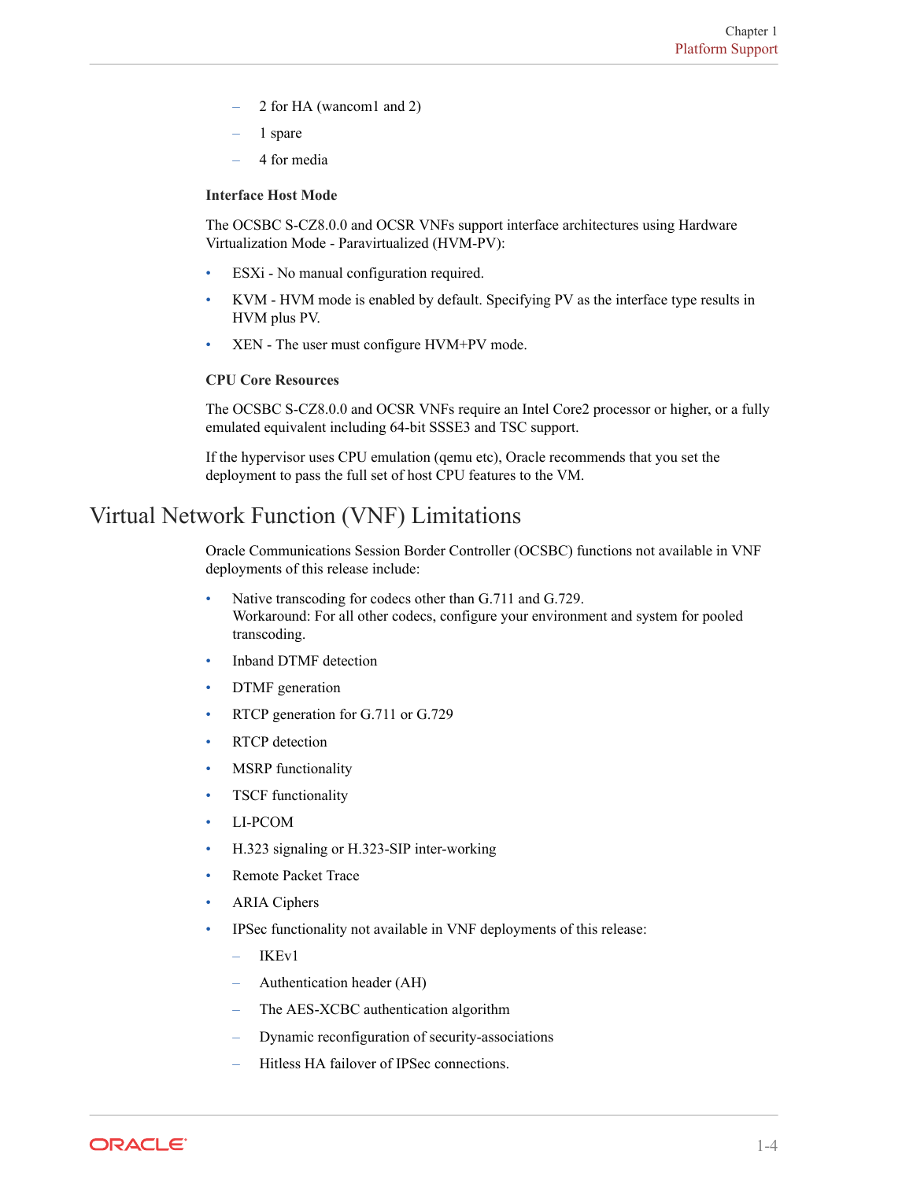- 2 for HA (wancom1 and 2)
- 1 spare
- 4 for media

**Interface Host Mode**

The OCSBC S-CZ8.0.0 and OCSR VNFs support interface architectures using Hardware Virtualization Mode - Paravirtualized (HVM-PV):

- ESXi - No manual configuration required.
- KVM - HVM mode is enabled by default. Specifying PV as the interface type results in HVM plus PV.
- XEN - The user must configure HVM+PV mode.

**CPU Core Resources**

The OCSBC S-CZ8.0.0 and OCSR VNFs require an Intel Core2 processor or higher, or a fully emulated equivalent including 64-bit SSSE3 and TSC support.

If the hypervisor uses CPU emulation (qemu etc), Oracle recommends that you set the deployment to pass the full set of host CPU features to the VM.

## Virtual Network Function (VNF) Limitations

Oracle Communications Session Border Controller (OCSBC) functions not available in VNF deployments of this release include:

- Native transcoding for codecs other than G.711 and G.729.
  Workaround: For all other codecs, configure your environment and system for pooled transcoding.
- Inband DTMF detection
- DTMF generation
- RTCP generation for G.711 or G.729
- RTCP detection
- MSRP functionality
- TSCF functionality
- LI-PCOM
- H.323 signaling or H.323-SIP inter-working
- Remote Packet Trace
- ARIA Ciphers
- IPSec functionality not available in VNF deployments of this release:
  - IKEv1
  - Authentication header (AH)
  - The AES-XCBC authentication algorithm
  - Dynamic reconfiguration of security-associations
  - Hitless HA failover of IPSec connections.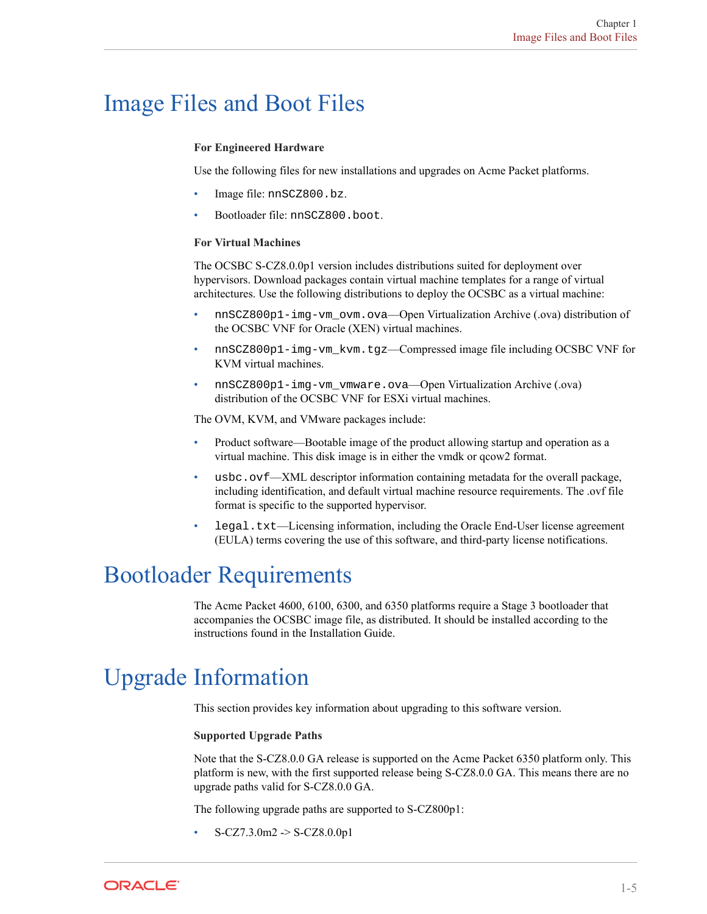# Image Files and Boot Files

**For Engineered Hardware**

Use the following files for new installations and upgrades on Acme Packet platforms.

- Image file: `nnSCZ800.bz`.
- Bootloader file: `nnSCZ800.boot`.

**For Virtual Machines**

The OCSBC S-CZ8.0.0p1 version includes distributions suited for deployment over hypervisors. Download packages contain virtual machine templates for a range of virtual architectures. Use the following distributions to deploy the OCSBC as a virtual machine:

- `nnSCZ800p1-img-vm_ovm.ova`—Open Virtualization Archive (.ova) distribution of the OCSBC VNF for Oracle (XEN) virtual machines.
- `nnSCZ800p1-img-vm_kvm.tgz`—Compressed image file including OCSBC VNF for KVM virtual machines.
- `nnSCZ800p1-img-vm_vmware.ova`—Open Virtualization Archive (.ova) distribution of the OCSBC VNF for ESXi virtual machines.

The OVM, KVM, and VMware packages include:

- Product software—Bootable image of the product allowing startup and operation as a virtual machine. This disk image is in either the vmdk or qcow2 format.
- `usbc.ovf`—XML descriptor information containing metadata for the overall package, including identification, and default virtual machine resource requirements. The .ovf file format is specific to the supported hypervisor.
- `legal.txt`—Licensing information, including the Oracle End-User license agreement (EULA) terms covering the use of this software, and third-party license notifications.

# Bootloader Requirements

The Acme Packet 4600, 6100, 6300, and 6350 platforms require a Stage 3 bootloader that accompanies the OCSBC image file, as distributed. It should be installed according to the instructions found in the Installation Guide.

# Upgrade Information

This section provides key information about upgrading to this software version.

**Supported Upgrade Paths**

Note that the S-CZ8.0.0 GA release is supported on the Acme Packet 6350 platform only. This platform is new, with the first supported release being S-CZ8.0.0 GA. This means there are no upgrade paths valid for S-CZ8.0.0 GA.

The following upgrade paths are supported to S-CZ800p1:

- S-CZ7.3.0m2 -> S-CZ8.0.0p1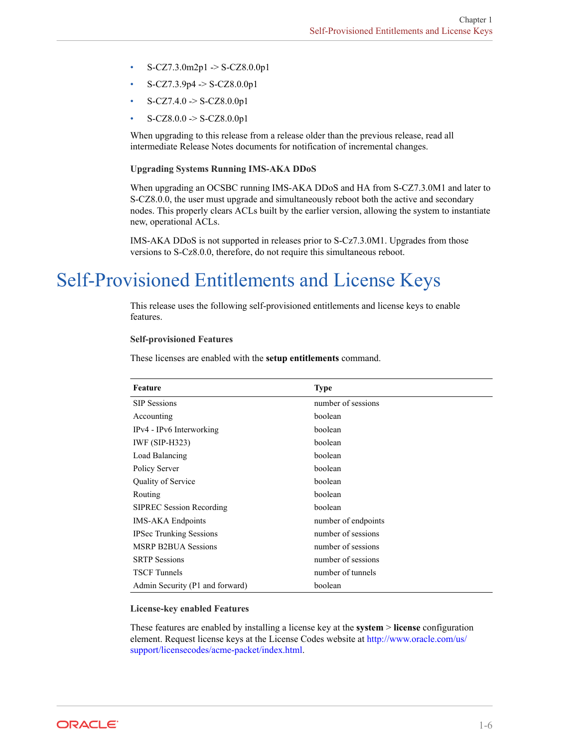- S-CZ7.3.0m2p1 -> S-CZ8.0.0p1
- S-CZ7.3.9p4 -> S-CZ8.0.0p1
- S-CZ7.4.0 -> S-CZ8.0.0p1
- S-CZ8.0.0 -> S-CZ8.0.0p1

When upgrading to this release from a release older than the previous release, read all intermediate Release Notes documents for notification of incremental changes.

**Upgrading Systems Running IMS-AKA DDoS**

When upgrading an OCSBC running IMS-AKA DDoS and HA from S-CZ7.3.0M1 and later to S-CZ8.0.0, the user must upgrade and simultaneously reboot both the active and secondary nodes. This properly clears ACLs built by the earlier version, allowing the system to instantiate new, operational ACLs.

IMS-AKA DDoS is not supported in releases prior to S-Cz7.3.0M1. Upgrades from those versions to S-Cz8.0.0, therefore, do not require this simultaneous reboot.

# Self-Provisioned Entitlements and License Keys

This release uses the following self-provisioned entitlements and license keys to enable features.

**Self-provisioned Features**

These licenses are enabled with the **setup entitlements** command.

| Feature | Type |
| --- | --- |
| SIP Sessions | number of sessions |
| Accounting | boolean |
| IPv4 - IPv6 Interworking | boolean |
| IWF (SIP-H323) | boolean |
| Load Balancing | boolean |
| Policy Server | boolean |
| Quality of Service | boolean |
| Routing | boolean |
| SIPREC Session Recording | boolean |
| IMS-AKA Endpoints | number of endpoints |
| IPSec Trunking Sessions | number of sessions |
| MSRP B2BUA Sessions | number of sessions |
| SRTP Sessions | number of sessions |
| TSCF Tunnels | number of tunnels |
| Admin Security (P1 and forward) | boolean |

**License-key enabled Features**

These features are enabled by installing a license key at the **system** > **license** configuration element. Request license keys at the License Codes website at http://www.oracle.com/us/support/licensecodes/acme-packet/index.html.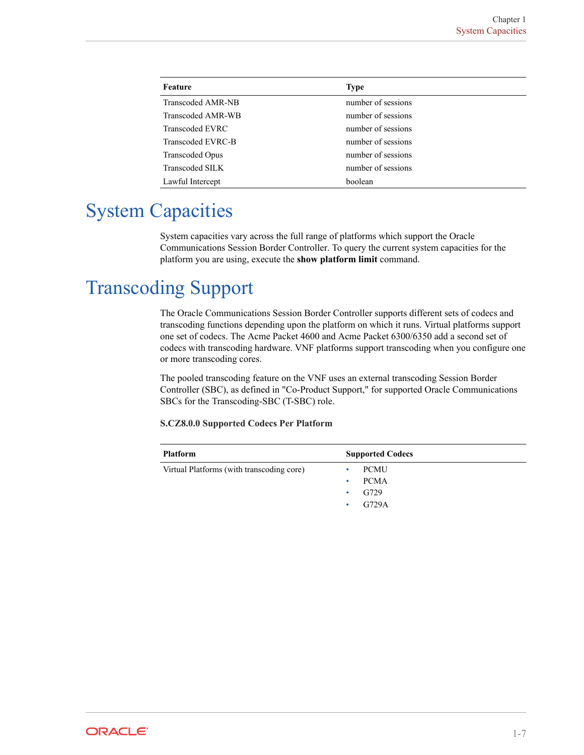| Feature | Type |
| --- | --- |
| Transcoded AMR-NB | number of sessions |
| Transcoded AMR-WB | number of sessions |
| Transcoded EVRC | number of sessions |
| Transcoded EVRC-B | number of sessions |
| Transcoded Opus | number of sessions |
| Transcoded SILK | number of sessions |
| Lawful Intercept | boolean |

# System Capacities

System capacities vary across the full range of platforms which support the Oracle Communications Session Border Controller. To query the current system capacities for the platform you are using, execute the **show platform limit** command.

# Transcoding Support

The Oracle Communications Session Border Controller supports different sets of codecs and transcoding functions depending upon the platform on which it runs. Virtual platforms support one set of codecs. The Acme Packet 4600 and Acme Packet 6300/6350 add a second set of codecs with transcoding hardware. VNF platforms support transcoding when you configure one or more transcoding cores.

The pooled transcoding feature on the VNF uses an external transcoding Session Border Controller (SBC), as defined in "Co-Product Support," for supported Oracle Communications SBCs for the Transcoding-SBC (T-SBC) role.

**S.CZ8.0.0 Supported Codecs Per Platform**

| Platform | Supported Codecs |
| --- | --- |
| Virtual Platforms (with transcoding core) | • PCMU<br>• PCMA<br>• G729<br>• G729A |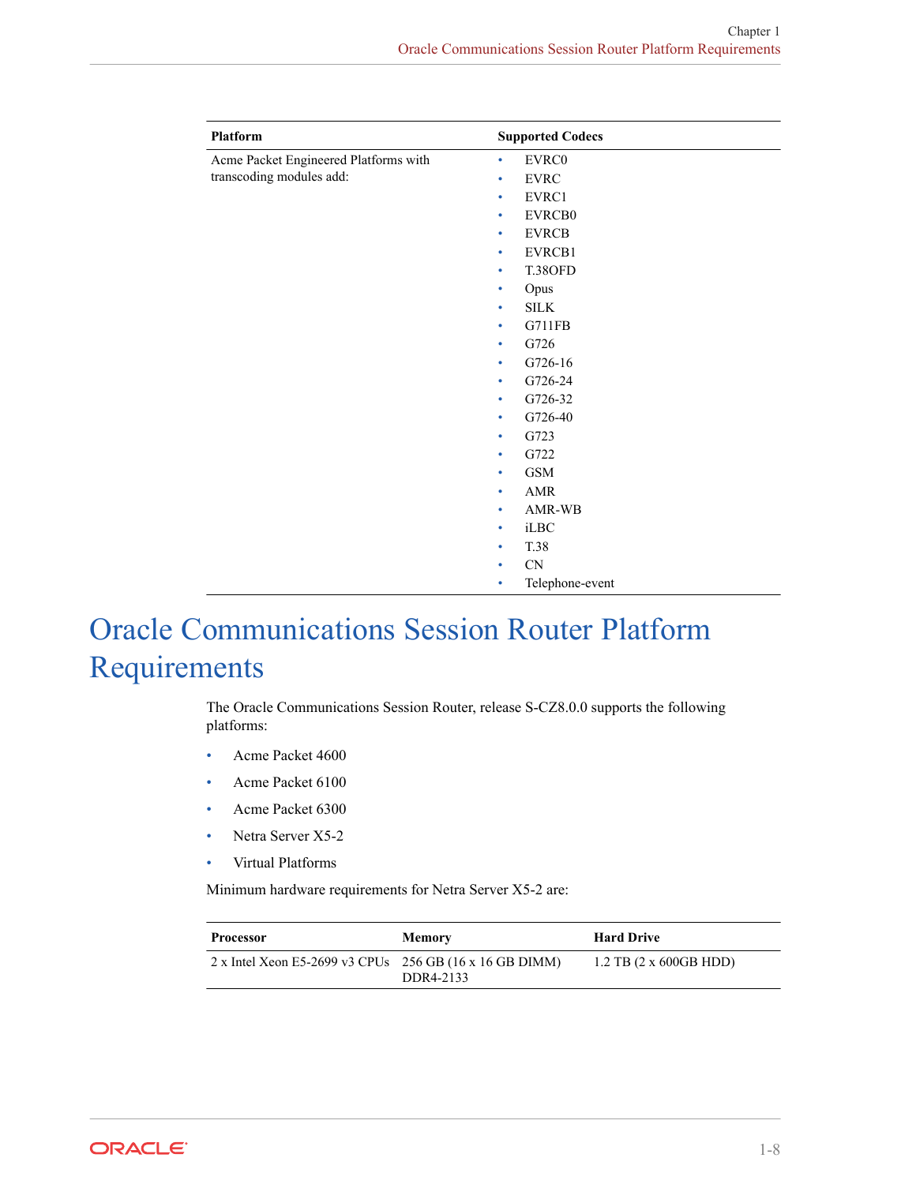| Platform | Supported Codecs |
|---|---|
| Acme Packet Engineered Platforms with transcoding modules add: | • EVRC0<br>• EVRC<br>• EVRC1<br>• EVRCB0<br>• EVRCB<br>• EVRCB1<br>• T.38OFD<br>• Opus<br>• SILK<br>• G711FB<br>• G726<br>• G726-16<br>• G726-24<br>• G726-32<br>• G726-40<br>• G723<br>• G722<br>• GSM<br>• AMR<br>• AMR-WB<br>• iLBC<br>• T.38<br>• CN<br>• Telephone-event |

## Oracle Communications Session Router Platform Requirements

The Oracle Communications Session Router, release S-CZ8.0.0 supports the following platforms:

- Acme Packet 4600
- Acme Packet 6100
- Acme Packet 6300
- Netra Server X5-2
- Virtual Platforms

Minimum hardware requirements for Netra Server X5-2 are:

| Processor | Memory | Hard Drive |
|---|---|---|
| 2 x Intel Xeon E5-2699 v3 CPUs | 256 GB (16 x 16 GB DIMM) DDR4-2133 | 1.2 TB (2 x 600GB HDD) |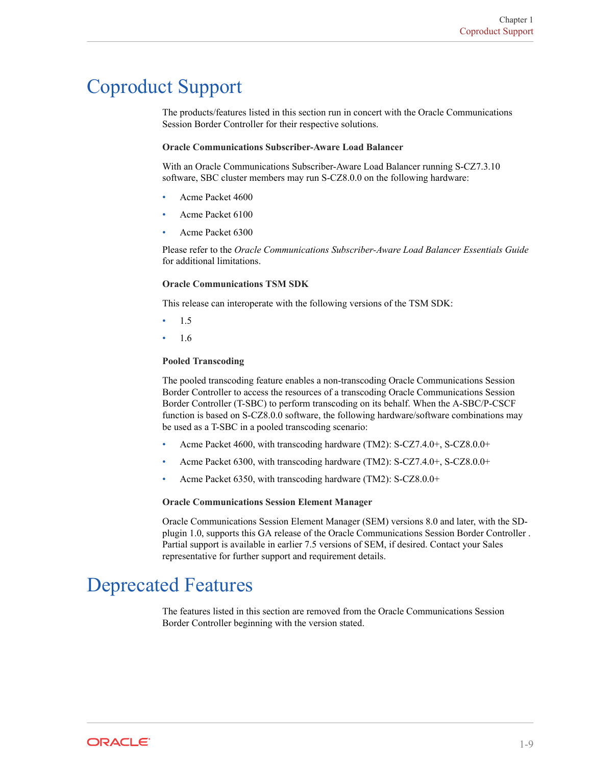# Coproduct Support

The products/features listed in this section run in concert with the Oracle Communications Session Border Controller for their respective solutions.

**Oracle Communications Subscriber-Aware Load Balancer**

With an Oracle Communications Subscriber-Aware Load Balancer running S-CZ7.3.10 software, SBC cluster members may run S-CZ8.0.0 on the following hardware:

- Acme Packet 4600
- Acme Packet 6100
- Acme Packet 6300

Please refer to the *Oracle Communications Subscriber-Aware Load Balancer Essentials Guide* for additional limitations.

**Oracle Communications TSM SDK**

This release can interoperate with the following versions of the TSM SDK:

- 1.5
- 1.6

**Pooled Transcoding**

The pooled transcoding feature enables a non-transcoding Oracle Communications Session Border Controller to access the resources of a transcoding Oracle Communications Session Border Controller (T-SBC) to perform transcoding on its behalf. When the A-SBC/P-CSCF function is based on S-CZ8.0.0 software, the following hardware/software combinations may be used as a T-SBC in a pooled transcoding scenario:

- Acme Packet 4600, with transcoding hardware (TM2): S-CZ7.4.0+, S-CZ8.0.0+
- Acme Packet 6300, with transcoding hardware (TM2): S-CZ7.4.0+, S-CZ8.0.0+
- Acme Packet 6350, with transcoding hardware (TM2): S-CZ8.0.0+

**Oracle Communications Session Element Manager**

Oracle Communications Session Element Manager (SEM) versions 8.0 and later, with the SD-plugin 1.0, supports this GA release of the Oracle Communications Session Border Controller . Partial support is available in earlier 7.5 versions of SEM, if desired. Contact your Sales representative for further support and requirement details.

# Deprecated Features

The features listed in this section are removed from the Oracle Communications Session Border Controller beginning with the version stated.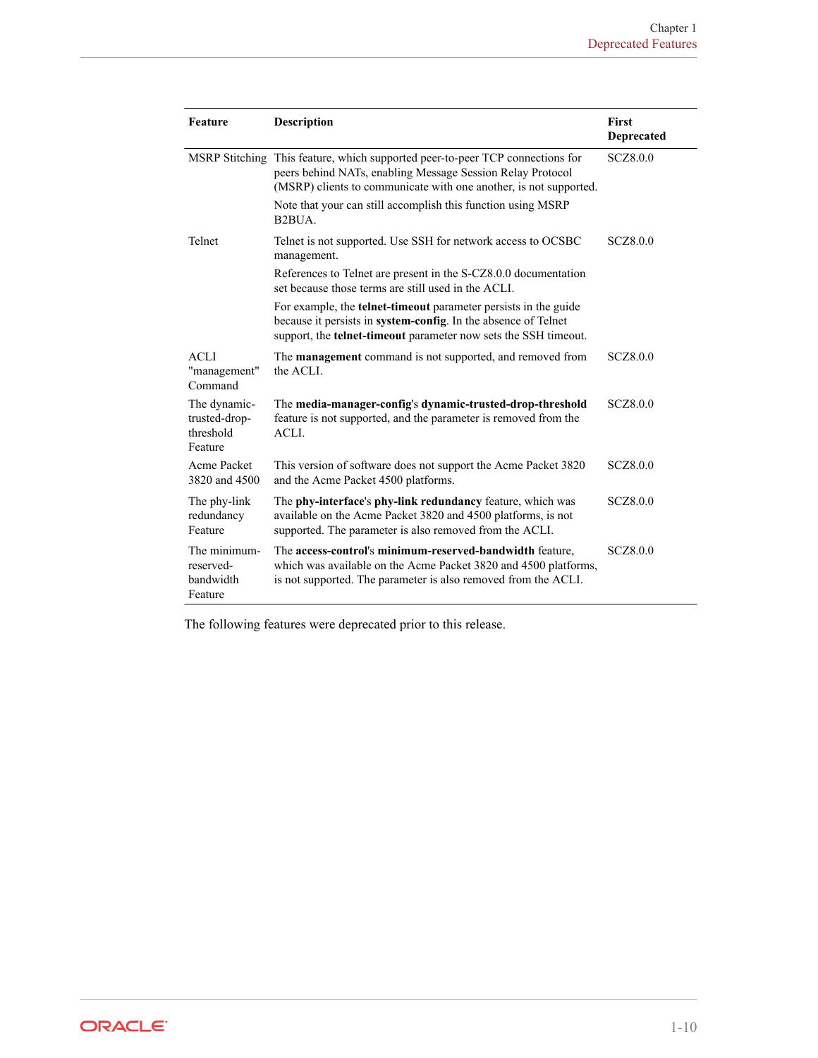| Feature | Description | First Deprecated |
| --- | --- | --- |
| MSRP Stitching | This feature, which supported peer-to-peer TCP connections for peers behind NATs, enabling Message Session Relay Protocol (MSRP) clients to communicate with one another, is not supported.<br><br>Note that your can still accomplish this function using MSRP B2BUA. | SCZ8.0.0 |
| Telnet | Telnet is not supported. Use SSH for network access to OCSBC management.<br><br>References to Telnet are present in the S-CZ8.0.0 documentation set because those terms are still used in the ACLI.<br><br>For example, the **telnet-timeout** parameter persists in the guide because it persists in **system-config**. In the absence of Telnet support, the **telnet-timeout** parameter now sets the SSH timeout. | SCZ8.0.0 |
| ACLI "management" Command | The **management** command is not supported, and removed from the ACLI. | SCZ8.0.0 |
| The dynamic-trusted-drop-threshold Feature | The **media-manager-config**'s **dynamic-trusted-drop-threshold** feature is not supported, and the parameter is removed from the ACLI. | SCZ8.0.0 |
| Acme Packet 3820 and 4500 | This version of software does not support the Acme Packet 3820 and the Acme Packet 4500 platforms. | SCZ8.0.0 |
| The phy-link redundancy Feature | The **phy-interface**'s **phy-link redundancy** feature, which was available on the Acme Packet 3820 and 4500 platforms, is not supported. The parameter is also removed from the ACLI. | SCZ8.0.0 |
| The minimum-reserved-bandwidth Feature | The **access-control**'s **minimum-reserved-bandwidth** feature, which was available on the Acme Packet 3820 and 4500 platforms, is not supported. The parameter is also removed from the ACLI. | SCZ8.0.0 |

The following features were deprecated prior to this release.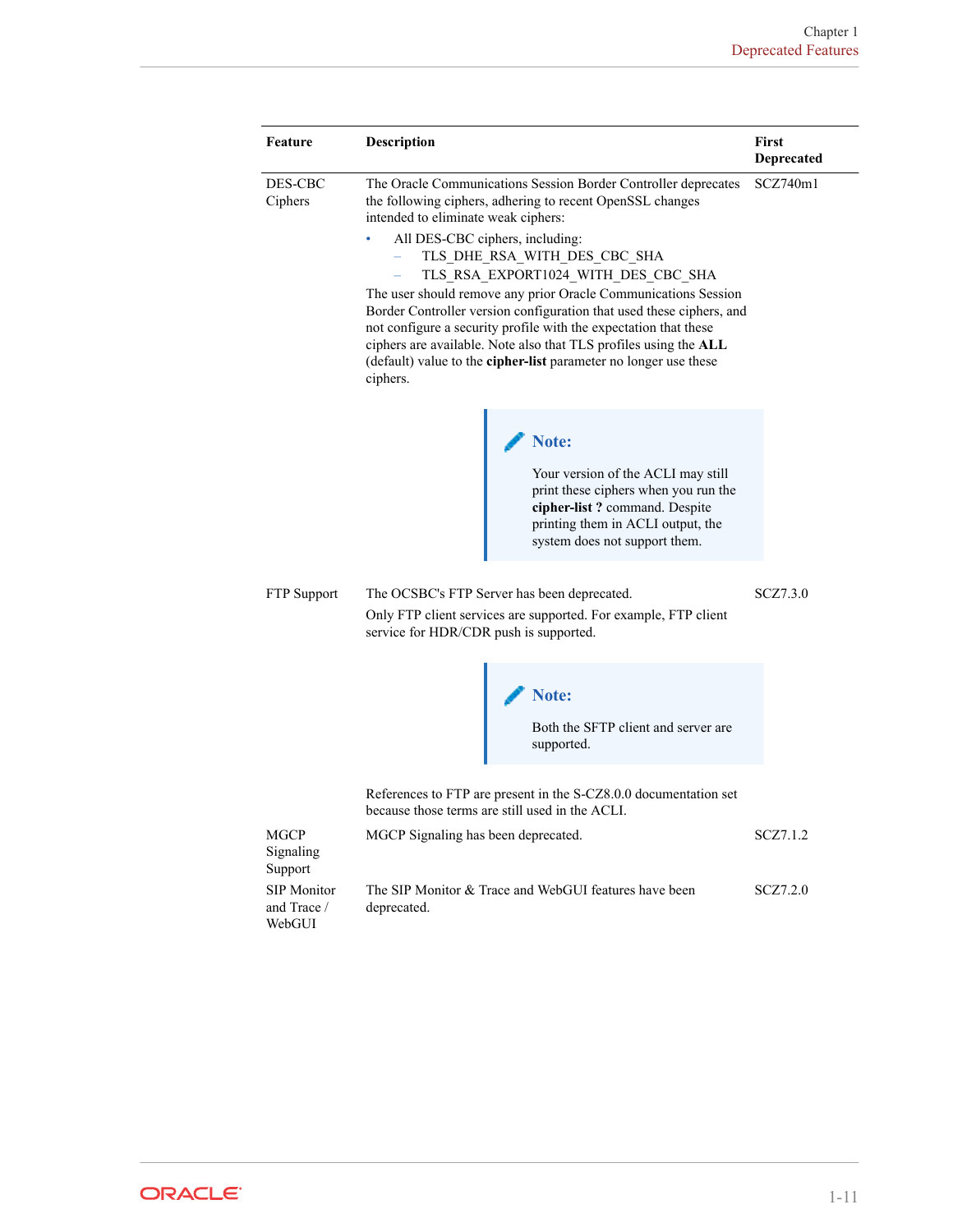| Feature | Description | First Deprecated |
| --- | --- | --- |
| DES-CBC Ciphers | The Oracle Communications Session Border Controller deprecates the following ciphers, adhering to recent OpenSSL changes intended to eliminate weak ciphers:<br>• All DES-CBC ciphers, including:<br>  – TLS_DHE_RSA_WITH_DES_CBC_SHA<br>  – TLS_RSA_EXPORT1024_WITH_DES_CBC_SHA<br>The user should remove any prior Oracle Communications Session Border Controller version configuration that used these ciphers, and not configure a security profile with the expectation that these ciphers are available. Note also that TLS profiles using the **ALL** (default) value to the **cipher-list** parameter no longer use these ciphers.<br><br>**Note:**<br>Your version of the ACLI may still print these ciphers when you run the **cipher-list ?** command. Despite printing them in ACLI output, the system does not support them. | SCZ740m1 |
| FTP Support | The OCSBC's FTP Server has been deprecated.<br>Only FTP client services are supported. For example, FTP client service for HDR/CDR push is supported.<br><br>**Note:**<br>Both the SFTP client and server are supported.<br><br>References to FTP are present in the S-CZ8.0.0 documentation set because those terms are still used in the ACLI. | SCZ7.3.0 |
| MGCP Signaling Support | MGCP Signaling has been deprecated. | SCZ7.1.2 |
| SIP Monitor and Trace / WebGUI | The SIP Monitor & Trace and WebGUI features have been deprecated. | SCZ7.2.0 |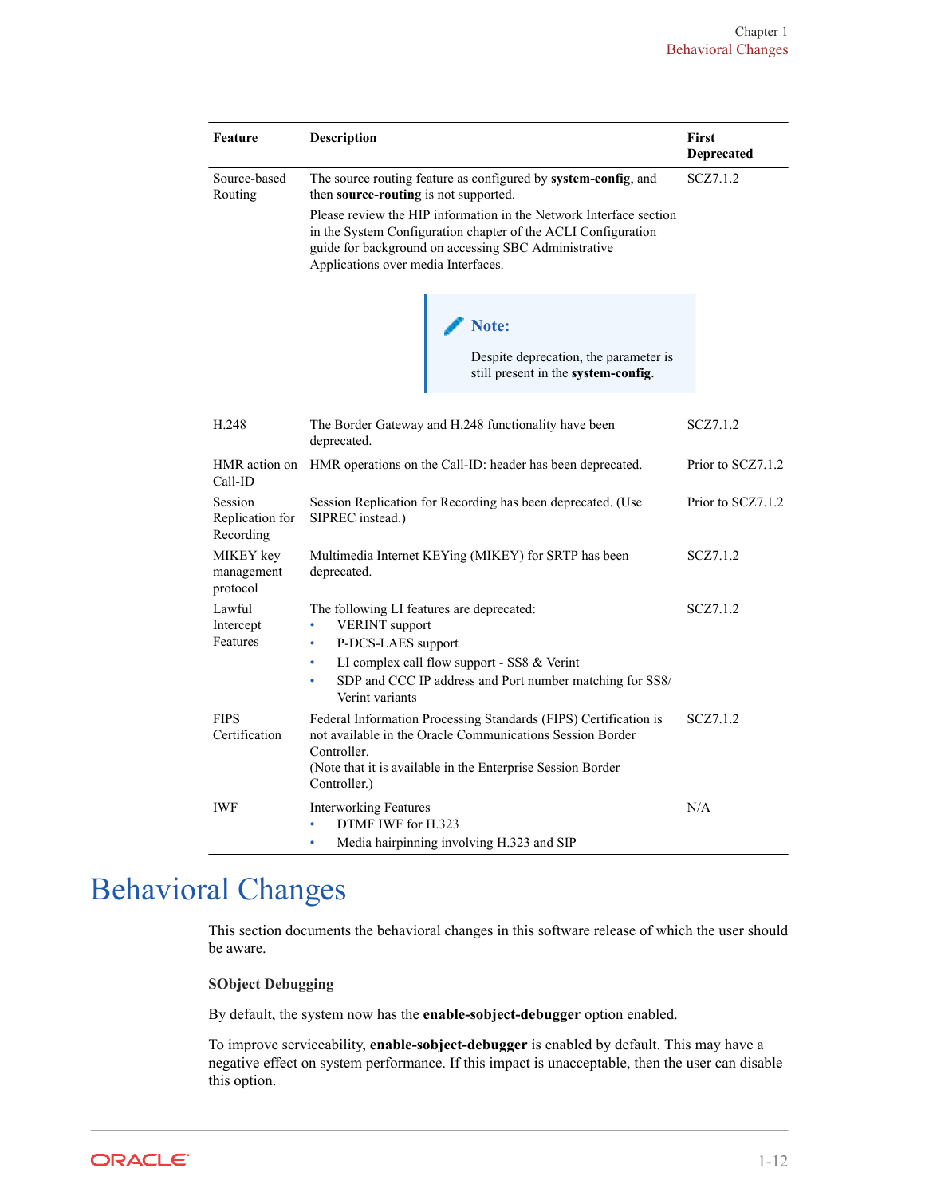| Feature | Description | First Deprecated |
| --- | --- | --- |
| Source-based Routing | The source routing feature as configured by **system-config**, and then **source-routing** is not supported.<br>Please review the HIP information in the Network Interface section in the System Configuration chapter of the ACLI Configuration guide for background on accessing SBC Administrative Applications over media Interfaces.<br>**Note:** Despite deprecation, the parameter is still present in the **system-config**. | SCZ7.1.2 |
| H.248 | The Border Gateway and H.248 functionality have been deprecated. | SCZ7.1.2 |
| HMR action on Call-ID | HMR operations on the Call-ID: header has been deprecated. | Prior to SCZ7.1.2 |
| Session Replication for Recording | Session Replication for Recording has been deprecated. (Use SIPREC instead.) | Prior to SCZ7.1.2 |
| MIKEY key management protocol | Multimedia Internet KEYing (MIKEY) for SRTP has been deprecated. | SCZ7.1.2 |
| Lawful Intercept Features | The following LI features are deprecated:<br>• VERINT support<br>• P-DCS-LAES support<br>• LI complex call flow support - SS8 & Verint<br>• SDP and CCC IP address and Port number matching for SS8/Verint variants | SCZ7.1.2 |
| FIPS Certification | Federal Information Processing Standards (FIPS) Certification is not available in the Oracle Communications Session Border Controller.<br>(Note that it is available in the Enterprise Session Border Controller.) | SCZ7.1.2 |
| IWF | Interworking Features<br>• DTMF IWF for H.323<br>• Media hairpinning involving H.323 and SIP | N/A |

# Behavioral Changes

This section documents the behavioral changes in this software release of which the user should be aware.

**SObject Debugging**

By default, the system now has the **enable-sobject-debugger** option enabled.

To improve serviceability, **enable-sobject-debugger** is enabled by default. This may have a negative effect on system performance. If this impact is unacceptable, then the user can disable this option.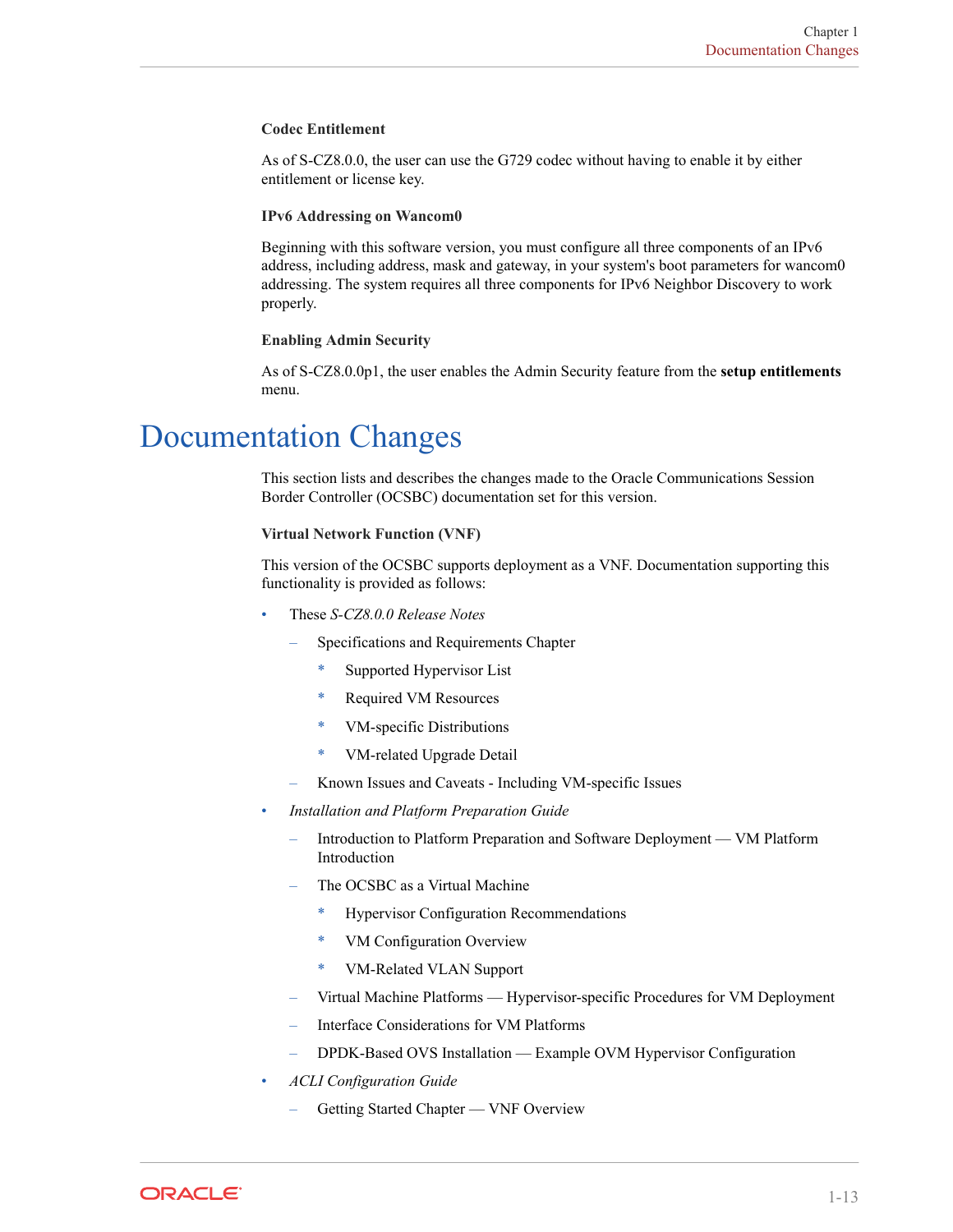**Codec Entitlement**

As of S-CZ8.0.0, the user can use the G729 codec without having to enable it by either entitlement or license key.

**IPv6 Addressing on Wancom0**

Beginning with this software version, you must configure all three components of an IPv6 address, including address, mask and gateway, in your system's boot parameters for wancom0 addressing. The system requires all three components for IPv6 Neighbor Discovery to work properly.

**Enabling Admin Security**

As of S-CZ8.0.0p1, the user enables the Admin Security feature from the **setup entitlements** menu.

# Documentation Changes

This section lists and describes the changes made to the Oracle Communications Session Border Controller (OCSBC) documentation set for this version.

**Virtual Network Function (VNF)**

This version of the OCSBC supports deployment as a VNF. Documentation supporting this functionality is provided as follows:

- These *S-CZ8.0.0 Release Notes*
  - Specifications and Requirements Chapter
    - Supported Hypervisor List
    - Required VM Resources
    - VM-specific Distributions
    - VM-related Upgrade Detail
  - Known Issues and Caveats - Including VM-specific Issues
- *Installation and Platform Preparation Guide*
  - Introduction to Platform Preparation and Software Deployment — VM Platform Introduction
  - The OCSBC as a Virtual Machine
    - Hypervisor Configuration Recommendations
    - VM Configuration Overview
    - VM-Related VLAN Support
  - Virtual Machine Platforms — Hypervisor-specific Procedures for VM Deployment
  - Interface Considerations for VM Platforms
  - DPDK-Based OVS Installation — Example OVM Hypervisor Configuration
- *ACLI Configuration Guide*
  - Getting Started Chapter — VNF Overview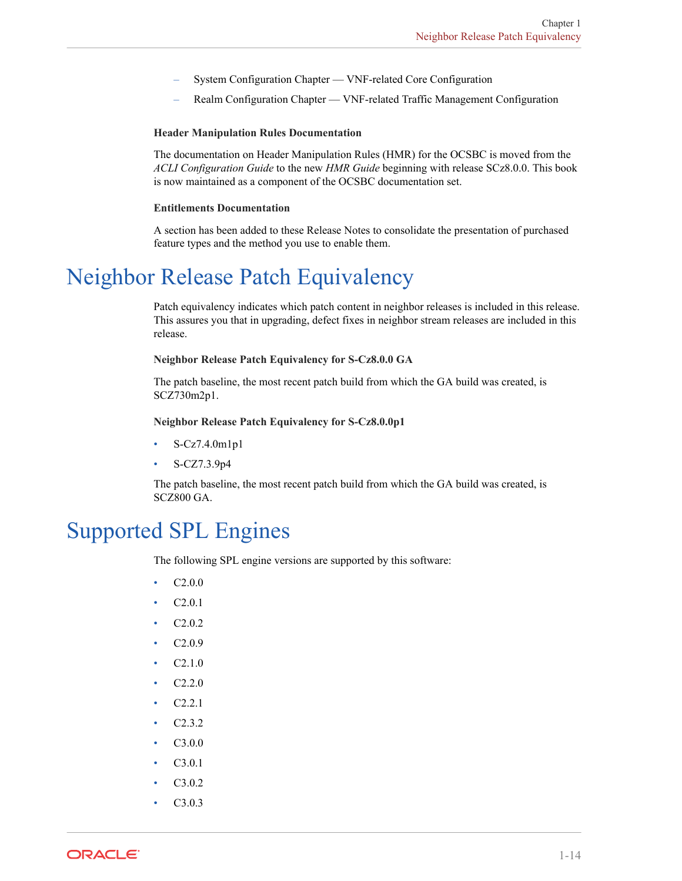- System Configuration Chapter — VNF-related Core Configuration
- Realm Configuration Chapter — VNF-related Traffic Management Configuration

**Header Manipulation Rules Documentation**

The documentation on Header Manipulation Rules (HMR) for the OCSBC is moved from the *ACLI Configuration Guide* to the new *HMR Guide* beginning with release SCz8.0.0. This book is now maintained as a component of the OCSBC documentation set.

**Entitlements Documentation**

A section has been added to these Release Notes to consolidate the presentation of purchased feature types and the method you use to enable them.

# Neighbor Release Patch Equivalency

Patch equivalency indicates which patch content in neighbor releases is included in this release. This assures you that in upgrading, defect fixes in neighbor stream releases are included in this release.

**Neighbor Release Patch Equivalency for S-Cz8.0.0 GA**

The patch baseline, the most recent patch build from which the GA build was created, is SCZ730m2p1.

**Neighbor Release Patch Equivalency for S-Cz8.0.0p1**

- S-Cz7.4.0m1p1
- S-CZ7.3.9p4

The patch baseline, the most recent patch build from which the GA build was created, is SCZ800 GA.

# Supported SPL Engines

The following SPL engine versions are supported by this software:

- C2.0.0
- C2.0.1
- C2.0.2
- C2.0.9
- C2.1.0
- C2.2.0
- C2.2.1
- C2.3.2
- C3.0.0
- C3.0.1
- C3.0.2
- C3.0.3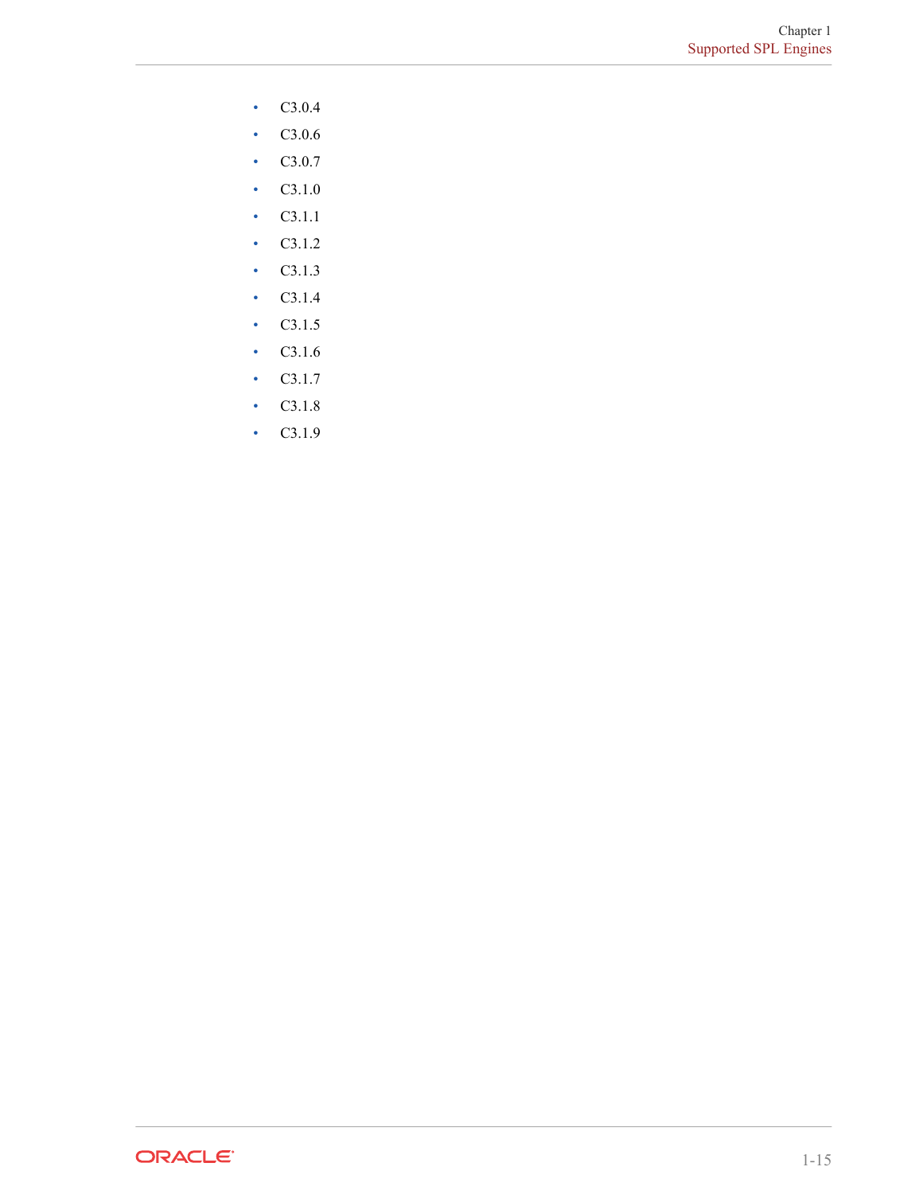- C3.0.4
- C3.0.6
- C3.0.7
- C3.1.0
- C3.1.1
- C3.1.2
- C3.1.3
- C3.1.4
- C3.1.5
- C3.1.6
- C3.1.7
- C3.1.8
- C3.1.9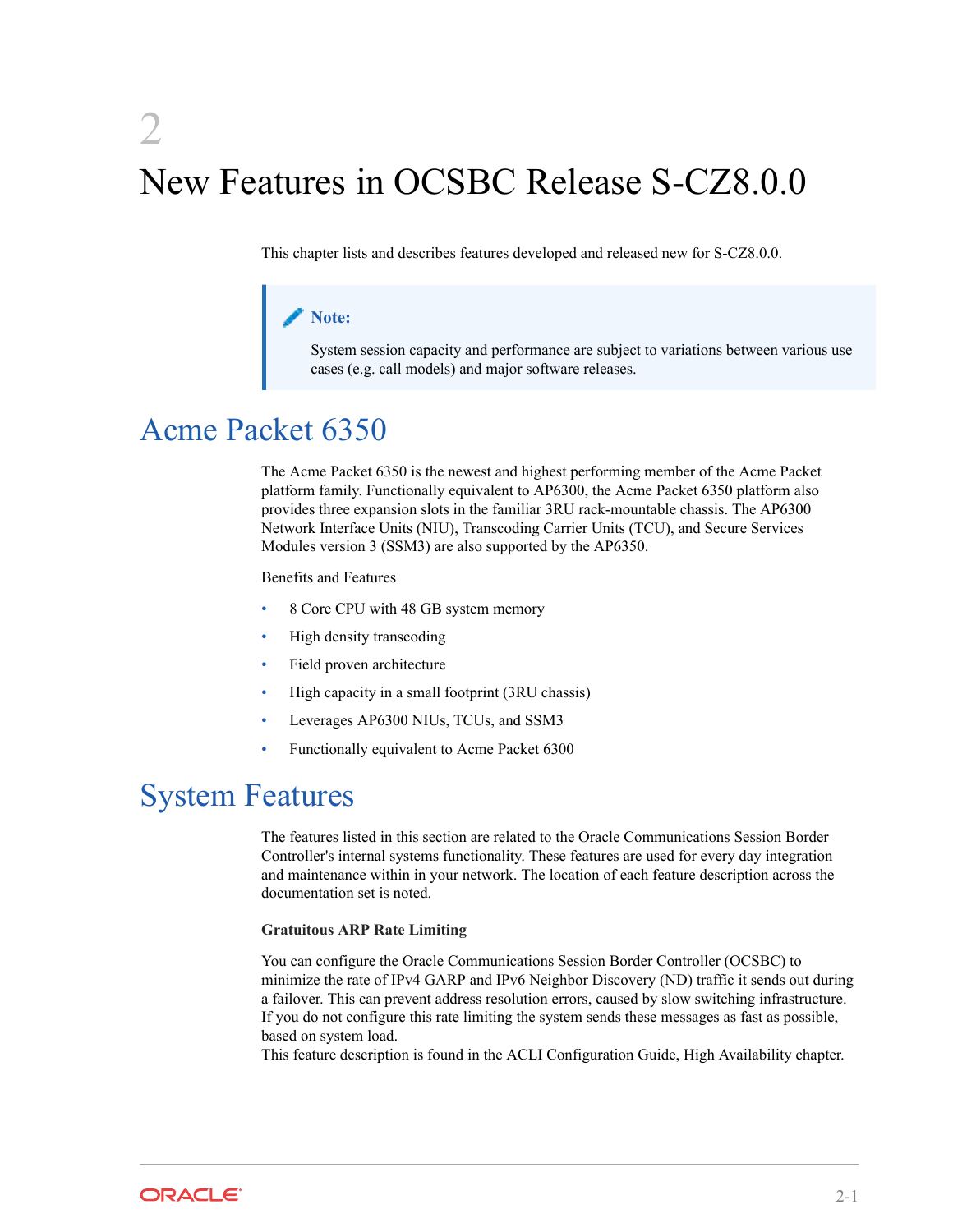# 2 New Features in OCSBC Release S-CZ8.0.0

This chapter lists and describes features developed and released new for S-CZ8.0.0.

> **Note:**
>
> System session capacity and performance are subject to variations between various use cases (e.g. call models) and major software releases.

## Acme Packet 6350

The Acme Packet 6350 is the newest and highest performing member of the Acme Packet platform family. Functionally equivalent to AP6300, the Acme Packet 6350 platform also provides three expansion slots in the familiar 3RU rack-mountable chassis. The AP6300 Network Interface Units (NIU), Transcoding Carrier Units (TCU), and Secure Services Modules version 3 (SSM3) are also supported by the AP6350.

Benefits and Features

- 8 Core CPU with 48 GB system memory
- High density transcoding
- Field proven architecture
- High capacity in a small footprint (3RU chassis)
- Leverages AP6300 NIUs, TCUs, and SSM3
- Functionally equivalent to Acme Packet 6300

## System Features

The features listed in this section are related to the Oracle Communications Session Border Controller's internal systems functionality. These features are used for every day integration and maintenance within in your network. The location of each feature description across the documentation set is noted.

**Gratuitous ARP Rate Limiting**

You can configure the Oracle Communications Session Border Controller (OCSBC) to minimize the rate of IPv4 GARP and IPv6 Neighbor Discovery (ND) traffic it sends out during a failover. This can prevent address resolution errors, caused by slow switching infrastructure. If you do not configure this rate limiting the system sends these messages as fast as possible, based on system load.
This feature description is found in the ACLI Configuration Guide, High Availability chapter.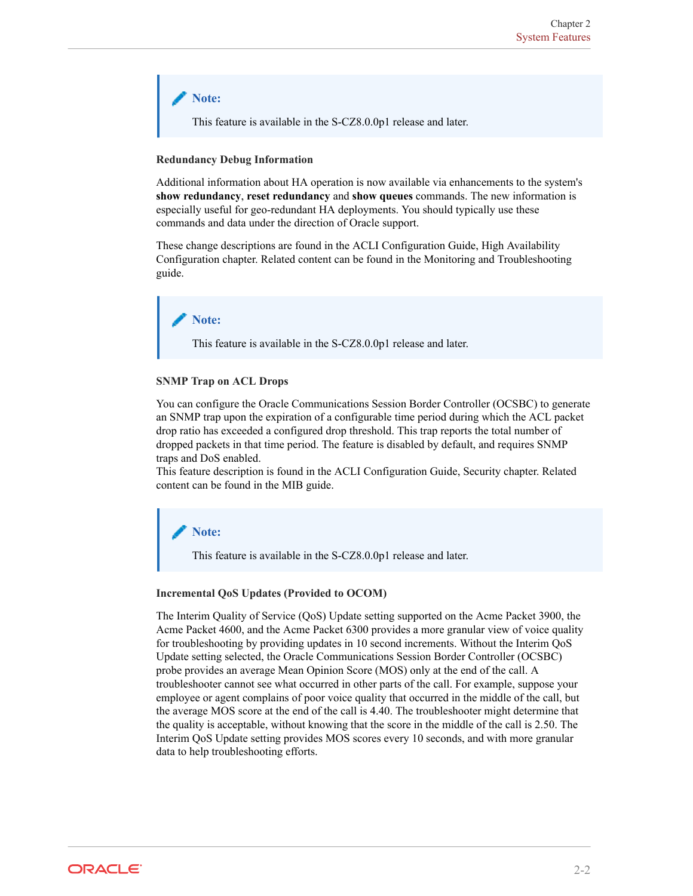> **Note:**
>
> This feature is available in the S-CZ8.0.0p1 release and later.

#### Redundancy Debug Information

Additional information about HA operation is now available via enhancements to the system's **show redundancy**, **reset redundancy** and **show queues** commands. The new information is especially useful for geo-redundant HA deployments. You should typically use these commands and data under the direction of Oracle support.

These change descriptions are found in the ACLI Configuration Guide, High Availability Configuration chapter. Related content can be found in the Monitoring and Troubleshooting guide.

> **Note:**
>
> This feature is available in the S-CZ8.0.0p1 release and later.

#### SNMP Trap on ACL Drops

You can configure the Oracle Communications Session Border Controller (OCSBC) to generate an SNMP trap upon the expiration of a configurable time period during which the ACL packet drop ratio has exceeded a configured drop threshold. This trap reports the total number of dropped packets in that time period. The feature is disabled by default, and requires SNMP traps and DoS enabled.
This feature description is found in the ACLI Configuration Guide, Security chapter. Related content can be found in the MIB guide.

> **Note:**
>
> This feature is available in the S-CZ8.0.0p1 release and later.

#### Incremental QoS Updates (Provided to OCOM)

The Interim Quality of Service (QoS) Update setting supported on the Acme Packet 3900, the Acme Packet 4600, and the Acme Packet 6300 provides a more granular view of voice quality for troubleshooting by providing updates in 10 second increments. Without the Interim QoS Update setting selected, the Oracle Communications Session Border Controller (OCSBC) probe provides an average Mean Opinion Score (MOS) only at the end of the call. A troubleshooter cannot see what occurred in other parts of the call. For example, suppose your employee or agent complains of poor voice quality that occurred in the middle of the call, but the average MOS score at the end of the call is 4.40. The troubleshooter might determine that the quality is acceptable, without knowing that the score in the middle of the call is 2.50. The Interim QoS Update setting provides MOS scores every 10 seconds, and with more granular data to help troubleshooting efforts.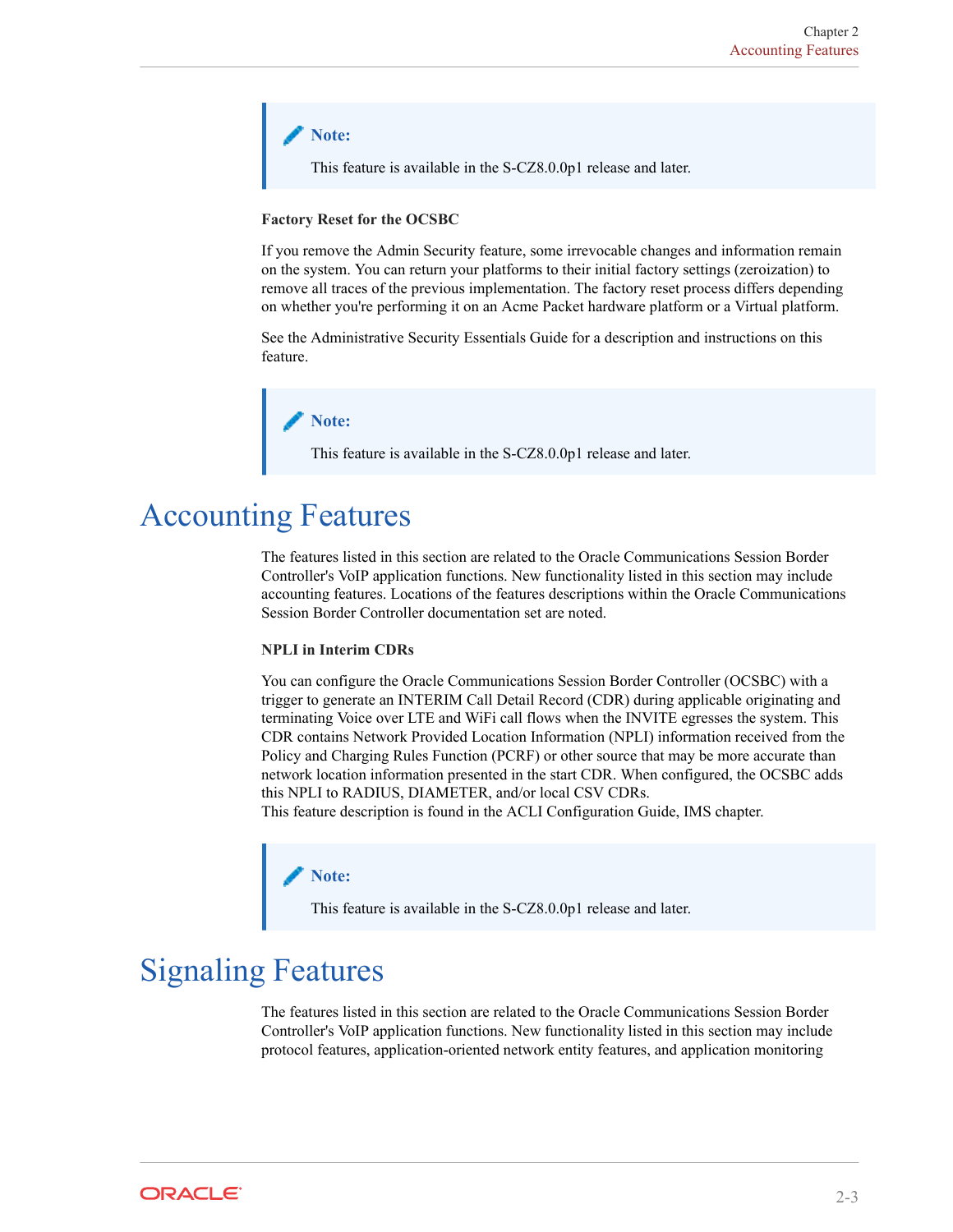> **Note:**
>
> This feature is available in the S-CZ8.0.0p1 release and later.

**Factory Reset for the OCSBC**

If you remove the Admin Security feature, some irrevocable changes and information remain on the system. You can return your platforms to their initial factory settings (zeroization) to remove all traces of the previous implementation. The factory reset process differs depending on whether you're performing it on an Acme Packet hardware platform or a Virtual platform.

See the Administrative Security Essentials Guide for a description and instructions on this feature.

> **Note:**
>
> This feature is available in the S-CZ8.0.0p1 release and later.

# Accounting Features

The features listed in this section are related to the Oracle Communications Session Border Controller's VoIP application functions. New functionality listed in this section may include accounting features. Locations of the features descriptions within the Oracle Communications Session Border Controller documentation set are noted.

**NPLI in Interim CDRs**

You can configure the Oracle Communications Session Border Controller (OCSBC) with a trigger to generate an INTERIM Call Detail Record (CDR) during applicable originating and terminating Voice over LTE and WiFi call flows when the INVITE egresses the system. This CDR contains Network Provided Location Information (NPLI) information received from the Policy and Charging Rules Function (PCRF) or other source that may be more accurate than network location information presented in the start CDR. When configured, the OCSBC adds this NPLI to RADIUS, DIAMETER, and/or local CSV CDRs.
This feature description is found in the ACLI Configuration Guide, IMS chapter.

> **Note:**
>
> This feature is available in the S-CZ8.0.0p1 release and later.

# Signaling Features

The features listed in this section are related to the Oracle Communications Session Border Controller's VoIP application functions. New functionality listed in this section may include protocol features, application-oriented network entity features, and application monitoring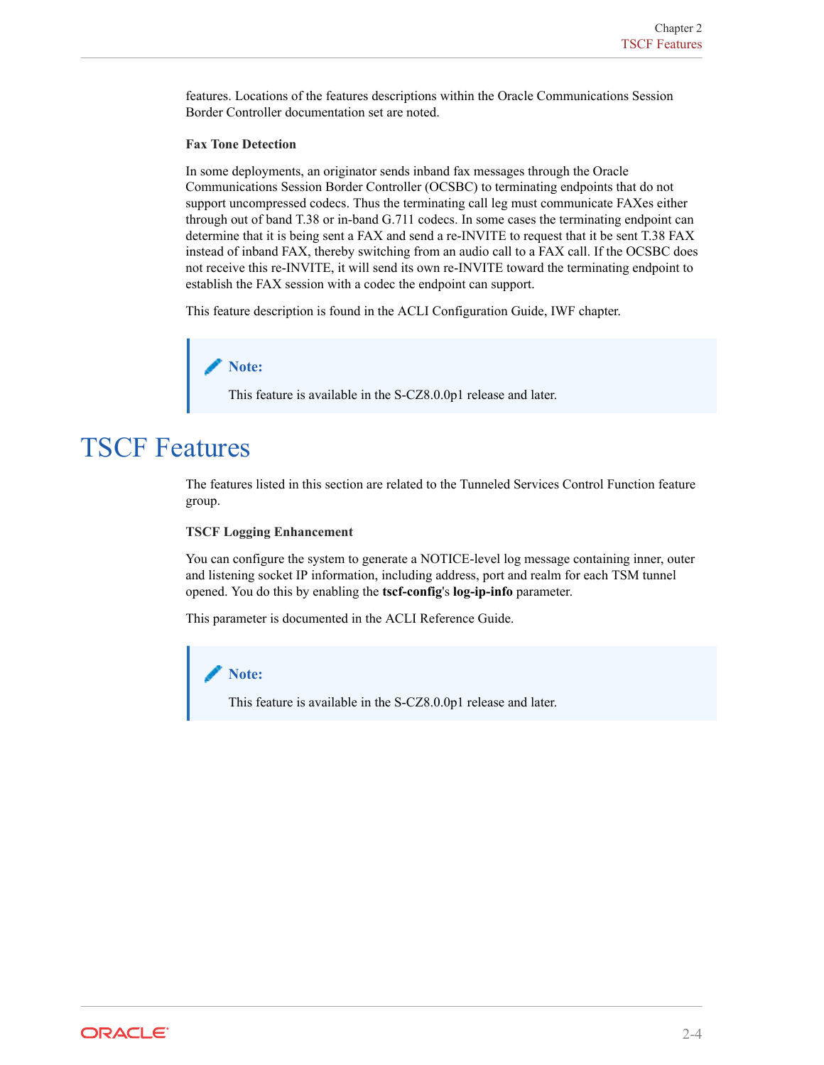features. Locations of the features descriptions within the Oracle Communications Session Border Controller documentation set are noted.

**Fax Tone Detection**

In some deployments, an originator sends inband fax messages through the Oracle Communications Session Border Controller (OCSBC) to terminating endpoints that do not support uncompressed codecs. Thus the terminating call leg must communicate FAXes either through out of band T.38 or in-band G.711 codecs. In some cases the terminating endpoint can determine that it is being sent a FAX and send a re-INVITE to request that it be sent T.38 FAX instead of inband FAX, thereby switching from an audio call to a FAX call. If the OCSBC does not receive this re-INVITE, it will send its own re-INVITE toward the terminating endpoint to establish the FAX session with a codec the endpoint can support.

This feature description is found in the ACLI Configuration Guide, IWF chapter.

> **Note:**
>
> This feature is available in the S-CZ8.0.0p1 release and later.

# TSCF Features

The features listed in this section are related to the Tunneled Services Control Function feature group.

**TSCF Logging Enhancement**

You can configure the system to generate a NOTICE-level log message containing inner, outer and listening socket IP information, including address, port and realm for each TSM tunnel opened. You do this by enabling the **tscf-config**'s **log-ip-info** parameter.

This parameter is documented in the ACLI Reference Guide.

> **Note:**
>
> This feature is available in the S-CZ8.0.0p1 release and later.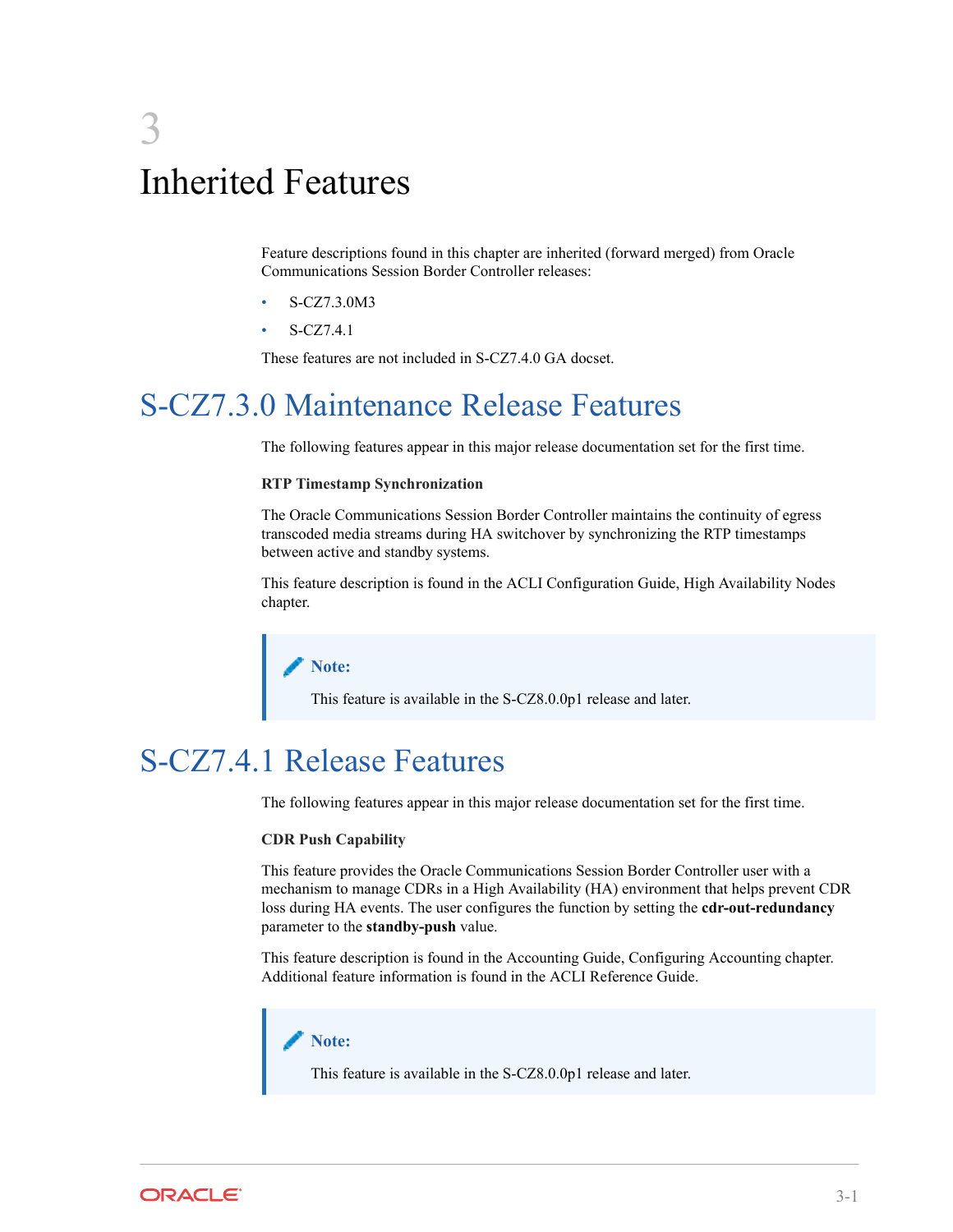# 3 Inherited Features

Feature descriptions found in this chapter are inherited (forward merged) from Oracle Communications Session Border Controller releases:

- S-CZ7.3.0M3
- S-CZ7.4.1

These features are not included in S-CZ7.4.0 GA docset.

## S-CZ7.3.0 Maintenance Release Features

The following features appear in this major release documentation set for the first time.

**RTP Timestamp Synchronization**

The Oracle Communications Session Border Controller maintains the continuity of egress transcoded media streams during HA switchover by synchronizing the RTP timestamps between active and standby systems.

This feature description is found in the ACLI Configuration Guide, High Availability Nodes chapter.

> **Note:**
>
> This feature is available in the S-CZ8.0.0p1 release and later.

## S-CZ7.4.1 Release Features

The following features appear in this major release documentation set for the first time.

**CDR Push Capability**

This feature provides the Oracle Communications Session Border Controller user with a mechanism to manage CDRs in a High Availability (HA) environment that helps prevent CDR loss during HA events. The user configures the function by setting the **cdr-out-redundancy** parameter to the **standby-push** value.

This feature description is found in the Accounting Guide, Configuring Accounting chapter. Additional feature information is found in the ACLI Reference Guide.

> **Note:**
>
> This feature is available in the S-CZ8.0.0p1 release and later.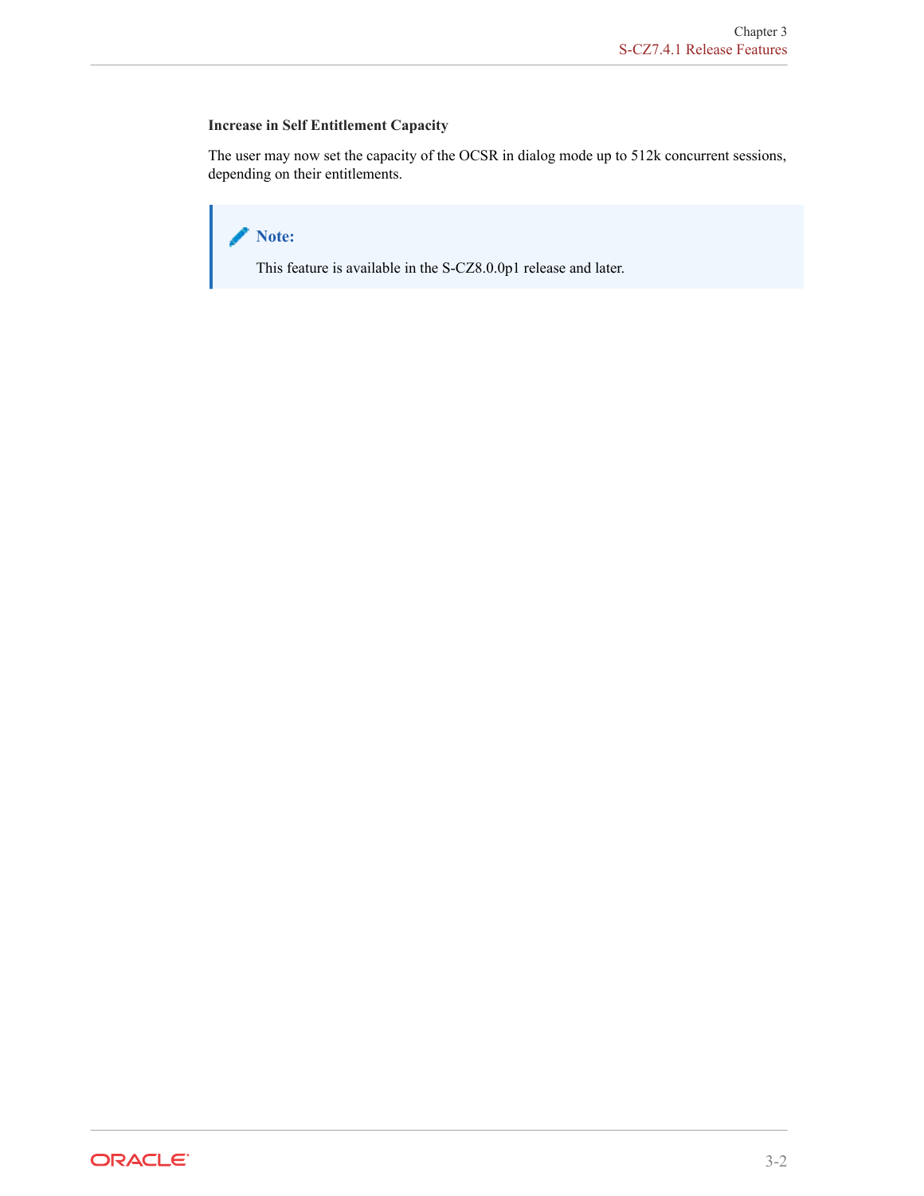### Increase in Self Entitlement Capacity

The user may now set the capacity of the OCSR in dialog mode up to 512k concurrent sessions, depending on their entitlements.

> **Note:**
>
> This feature is available in the S-CZ8.0.0p1 release and later.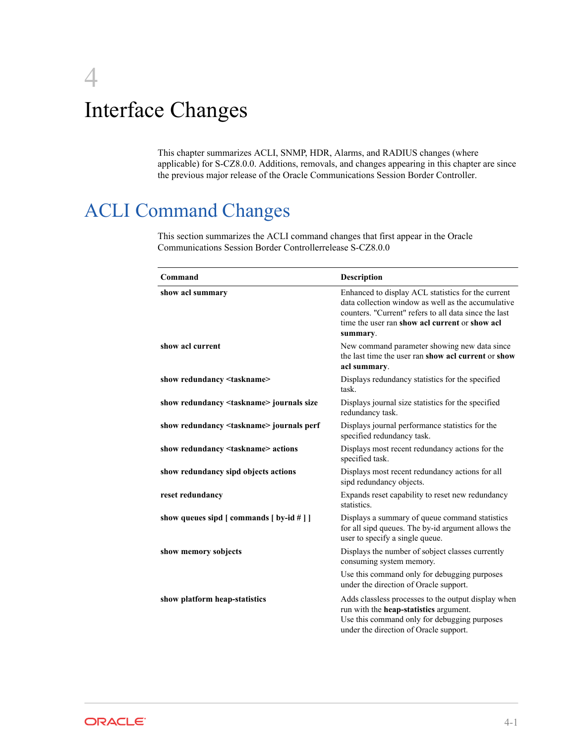# 4 Interface Changes

This chapter summarizes ACLI, SNMP, HDR, Alarms, and RADIUS changes (where applicable) for S-CZ8.0.0. Additions, removals, and changes appearing in this chapter are since the previous major release of the Oracle Communications Session Border Controller.

## ACLI Command Changes

This section summarizes the ACLI command changes that first appear in the Oracle Communications Session Border Controllerrelease S-CZ8.0.0

| Command | Description |
| --- | --- |
| **show acl summary** | Enhanced to display ACL statistics for the current data collection window as well as the accumulative counters. "Current" refers to all data since the last time the user ran **show acl current** or **show acl summary**. |
| **show acl current** | New command parameter showing new data since the last time the user ran **show acl current** or **show acl summary**. |
| **show redundancy <taskname>** | Displays redundancy statistics for the specified task. |
| **show redundancy <taskname> journals size** | Displays journal size statistics for the specified redundancy task. |
| **show redundancy <taskname> journals perf** | Displays journal performance statistics for the specified redundancy task. |
| **show redundancy <taskname> actions** | Displays most recent redundancy actions for the specified task. |
| **show redundancy sipd objects actions** | Displays most recent redundancy actions for all sipd redundancy objects. |
| **reset redundancy** | Expands reset capability to reset new redundancy statistics. |
| **show queues sipd [ commands [ by-id # ] ]** | Displays a summary of queue command statistics for all sipd queues. The by-id argument allows the user to specify a single queue. |
| **show memory sobjects** | Displays the number of sobject classes currently consuming system memory.<br>Use this command only for debugging purposes under the direction of Oracle support. |
| **show platform heap-statistics** | Adds classless processes to the output display when run with the **heap-statistics** argument.<br>Use this command only for debugging purposes under the direction of Oracle support. |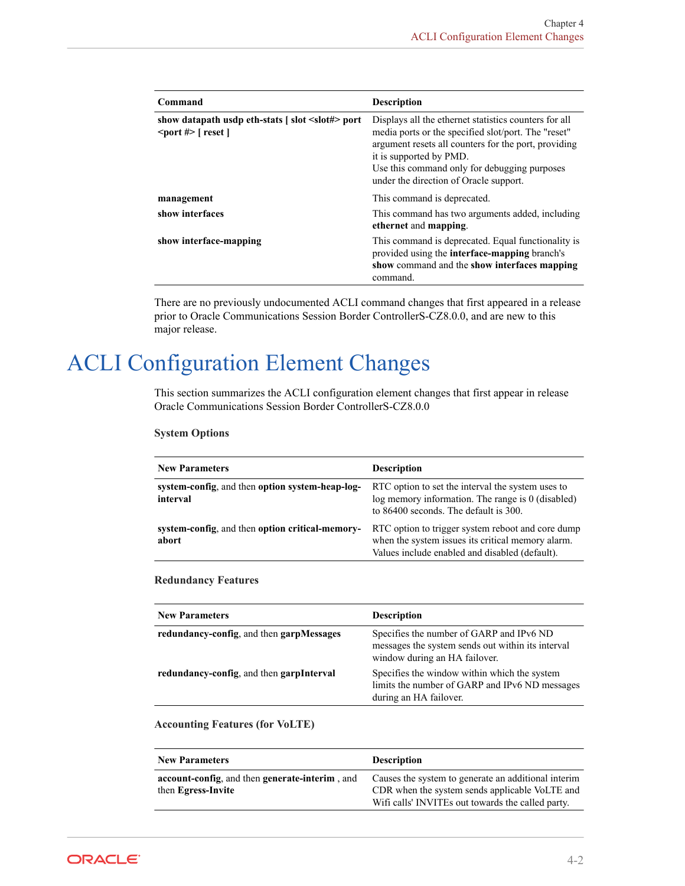| Command | Description |
| --- | --- |
| **show datapath usdp eth-stats [ slot <slot#> port <port #> [ reset ]** | Displays all the ethernet statistics counters for all media ports or the specified slot/port. The "reset" argument resets all counters for the port, providing it is supported by PMD.<br>Use this command only for debugging purposes under the direction of Oracle support. |
| **management** | This command is deprecated. |
| **show interfaces** | This command has two arguments added, including **ethernet** and **mapping**. |
| **show interface-mapping** | This command is deprecated. Equal functionality is provided using the **interface-mapping** branch's **show** command and the **show interfaces mapping** command. |

There are no previously undocumented ACLI command changes that first appeared in a release prior to Oracle Communications Session Border ControllerS-CZ8.0.0, and are new to this major release.

# ACLI Configuration Element Changes

This section summarizes the ACLI configuration element changes that first appear in release Oracle Communications Session Border ControllerS-CZ8.0.0

**System Options**

| New Parameters | Description |
| --- | --- |
| **system-config**, and then **option system-heap-log-interval** | RTC option to set the interval the system uses to log memory information. The range is 0 (disabled) to 86400 seconds. The default is 300. |
| **system-config**, and then **option critical-memory-abort** | RTC option to trigger system reboot and core dump when the system issues its critical memory alarm. Values include enabled and disabled (default). |

**Redundancy Features**

| New Parameters | Description |
| --- | --- |
| **redundancy-config**, and then **garpMessages** | Specifies the number of GARP and IPv6 ND messages the system sends out within its interval window during an HA failover. |
| **redundancy-config**, and then **garpInterval** | Specifies the window within which the system limits the number of GARP and IPv6 ND messages during an HA failover. |

**Accounting Features (for VoLTE)**

| New Parameters | Description |
| --- | --- |
| **account-config**, and then **generate-interim** , and then **Egress-Invite** | Causes the system to generate an additional interim CDR when the system sends applicable VoLTE and Wifi calls' INVITEs out towards the called party. |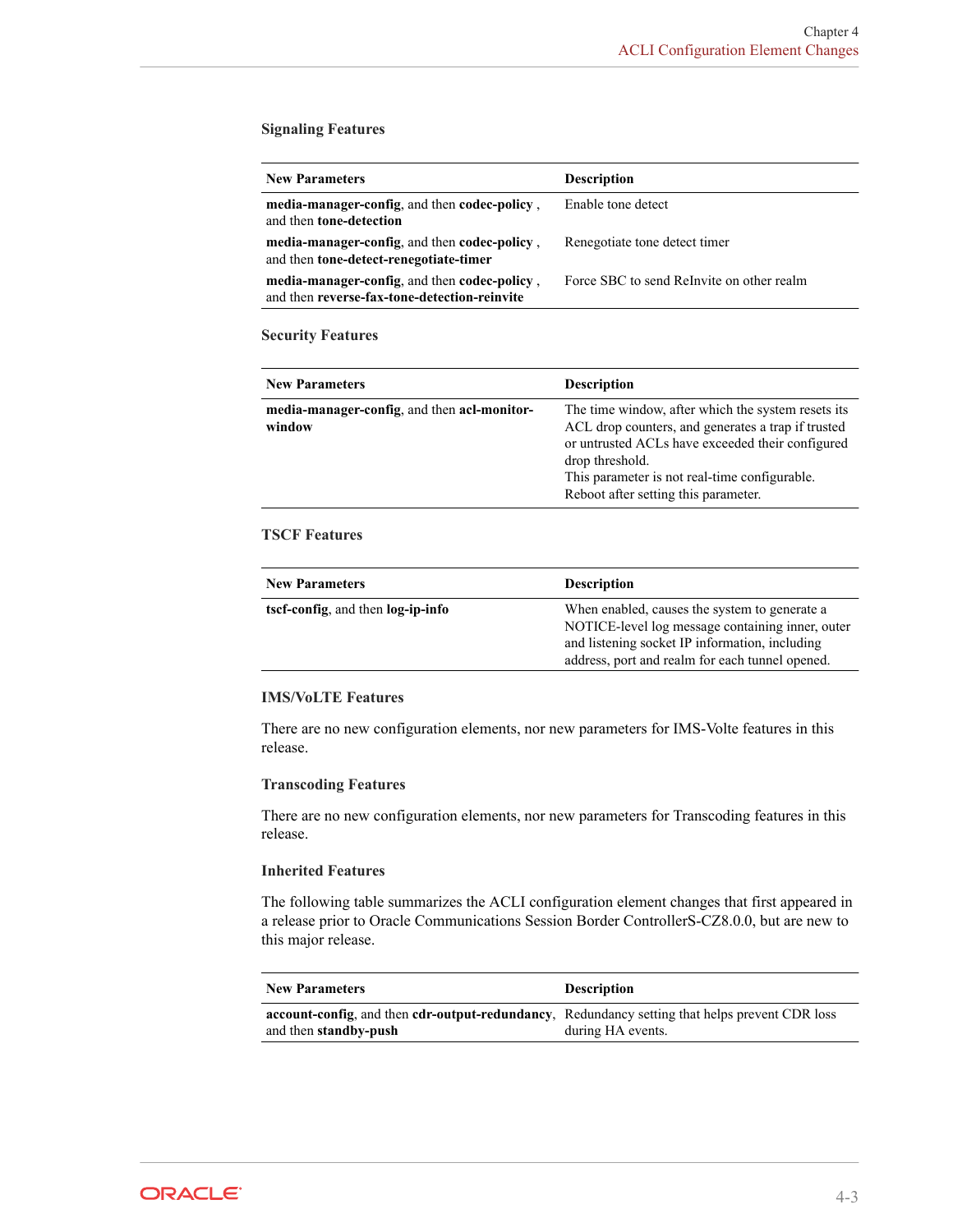### Signaling Features

| New Parameters | Description |
| --- | --- |
| **media-manager-config**, and then **codec-policy** , and then **tone-detection** | Enable tone detect |
| **media-manager-config**, and then **codec-policy** , and then **tone-detect-renegotiate-timer** | Renegotiate tone detect timer |
| **media-manager-config**, and then **codec-policy** , and then **reverse-fax-tone-detection-reinvite** | Force SBC to send ReInvite on other realm |

### Security Features

| New Parameters | Description |
| --- | --- |
| **media-manager-config**, and then **acl-monitor-window** | The time window, after which the system resets its ACL drop counters, and generates a trap if trusted or untrusted ACLs have exceeded their configured drop threshold.<br>This parameter is not real-time configurable. Reboot after setting this parameter. |

### TSCF Features

| New Parameters | Description |
| --- | --- |
| **tscf-config**, and then **log-ip-info** | When enabled, causes the system to generate a NOTICE-level log message containing inner, outer and listening socket IP information, including address, port and realm for each tunnel opened. |

### IMS/VoLTE Features

There are no new configuration elements, nor new parameters for IMS-Volte features in this release.

### Transcoding Features

There are no new configuration elements, nor new parameters for Transcoding features in this release.

### Inherited Features

The following table summarizes the ACLI configuration element changes that first appeared in a release prior to Oracle Communications Session Border ControllerS-CZ8.0.0, but are new to this major release.

| New Parameters | Description |
| --- | --- |
| **account-config**, and then **cdr-output-redundancy**, and then **standby-push** | Redundancy setting that helps prevent CDR loss during HA events. |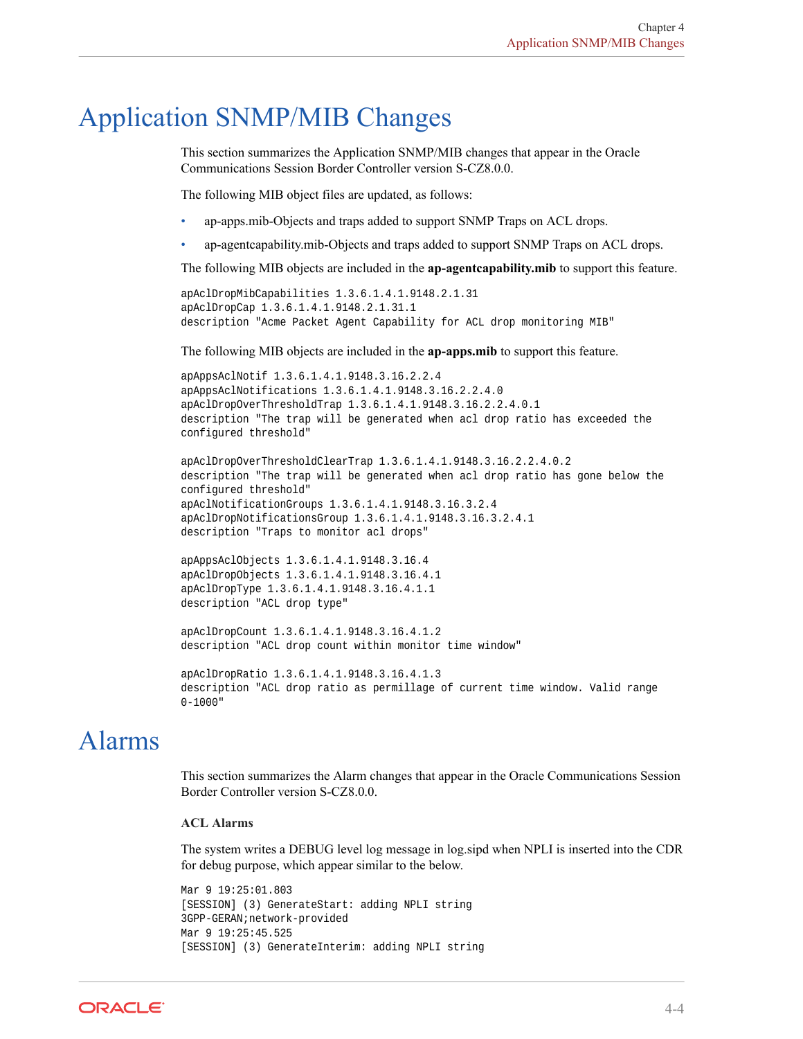# Application SNMP/MIB Changes

This section summarizes the Application SNMP/MIB changes that appear in the Oracle Communications Session Border Controller version S-CZ8.0.0.

The following MIB object files are updated, as follows:

- ap-apps.mib-Objects and traps added to support SNMP Traps on ACL drops.
- ap-agentcapability.mib-Objects and traps added to support SNMP Traps on ACL drops.

The following MIB objects are included in the **ap-agentcapability.mib** to support this feature.

```
apAclDropMibCapabilities 1.3.6.1.4.1.9148.2.1.31
apAclDropCap 1.3.6.1.4.1.9148.2.1.31.1
description "Acme Packet Agent Capability for ACL drop monitoring MIB"
```

The following MIB objects are included in the **ap-apps.mib** to support this feature.

```
apAppsAclNotif 1.3.6.1.4.1.9148.3.16.2.2.4
apAppsAclNotifications 1.3.6.1.4.1.9148.3.16.2.2.4.0
apAclDropOverThresholdTrap 1.3.6.1.4.1.9148.3.16.2.2.4.0.1
description "The trap will be generated when acl drop ratio has exceeded the
configured threshold"

apAclDropOverThresholdClearTrap 1.3.6.1.4.1.9148.3.16.2.2.4.0.2
description "The trap will be generated when acl drop ratio has gone below the
configured threshold"
apAclNotificationGroups 1.3.6.1.4.1.9148.3.16.3.2.4
apAclDropNotificationsGroup 1.3.6.1.4.1.9148.3.16.3.2.4.1
description "Traps to monitor acl drops"

apAppsAclObjects 1.3.6.1.4.1.9148.3.16.4
apAclDropObjects 1.3.6.1.4.1.9148.3.16.4.1
apAclDropType 1.3.6.1.4.1.9148.3.16.4.1.1
description "ACL drop type"

apAclDropCount 1.3.6.1.4.1.9148.3.16.4.1.2
description "ACL drop count within monitor time window"

apAclDropRatio 1.3.6.1.4.1.9148.3.16.4.1.3
description "ACL drop ratio as permillage of current time window. Valid range
0-1000"
```

# Alarms

This section summarizes the Alarm changes that appear in the Oracle Communications Session Border Controller version S-CZ8.0.0.

**ACL Alarms**

The system writes a DEBUG level log message in log.sipd when NPLI is inserted into the CDR for debug purpose, which appear similar to the below.

```
Mar 9 19:25:01.803
[SESSION] (3) GenerateStart: adding NPLI string
3GPP-GERAN;network-provided
Mar 9 19:25:45.525
[SESSION] (3) GenerateInterim: adding NPLI string
```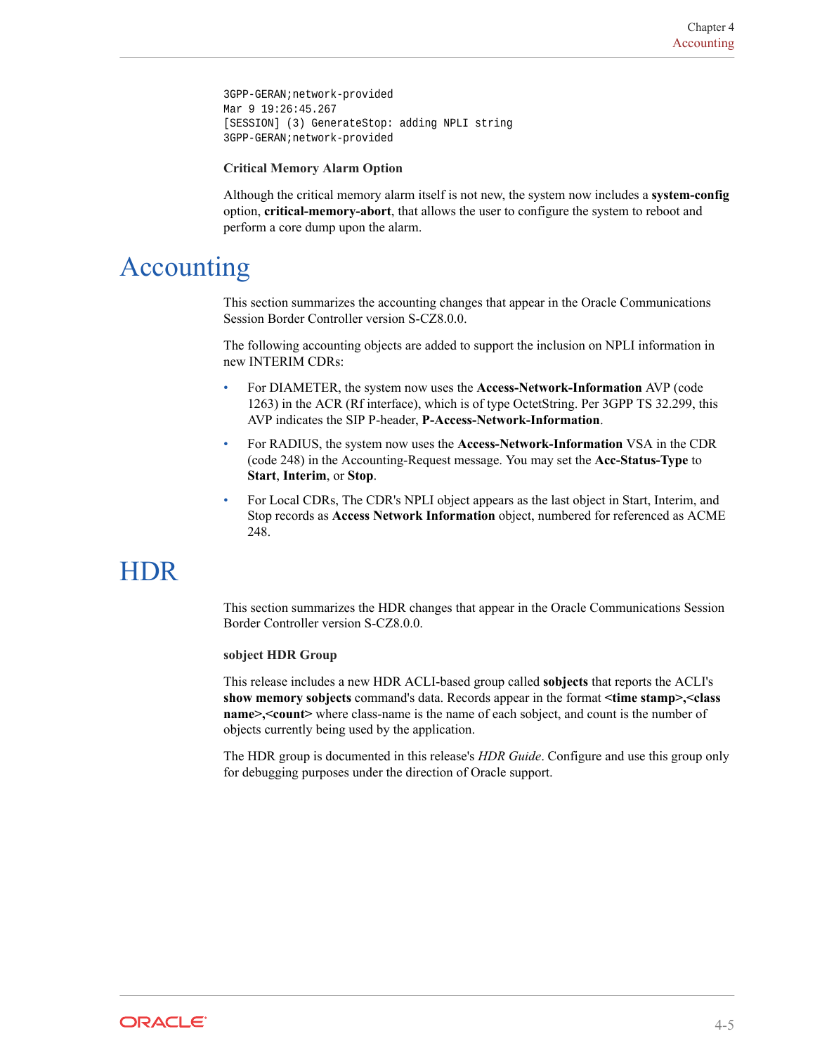```
3GPP-GERAN;network-provided
Mar 9 19:26:45.267
[SESSION] (3) GenerateStop: adding NPLI string
3GPP-GERAN;network-provided
```

**Critical Memory Alarm Option**

Although the critical memory alarm itself is not new, the system now includes a **system-config** option, **critical-memory-abort**, that allows the user to configure the system to reboot and perform a core dump upon the alarm.

# Accounting

This section summarizes the accounting changes that appear in the Oracle Communications Session Border Controller version S-CZ8.0.0.

The following accounting objects are added to support the inclusion on NPLI information in new INTERIM CDRs:

- For DIAMETER, the system now uses the **Access-Network-Information** AVP (code 1263) in the ACR (Rf interface), which is of type OctetString. Per 3GPP TS 32.299, this AVP indicates the SIP P-header, **P-Access-Network-Information**.
- For RADIUS, the system now uses the **Access-Network-Information** VSA in the CDR (code 248) in the Accounting-Request message. You may set the **Acc-Status-Type** to **Start**, **Interim**, or **Stop**.
- For Local CDRs, The CDR's NPLI object appears as the last object in Start, Interim, and Stop records as **Access Network Information** object, numbered for referenced as ACME 248.

# HDR

This section summarizes the HDR changes that appear in the Oracle Communications Session Border Controller version S-CZ8.0.0.

**sobject HDR Group**

This release includes a new HDR ACLI-based group called **sobjects** that reports the ACLI's **show memory sobjects** command's data. Records appear in the format **<time stamp>,<class name>,<count>** where class-name is the name of each sobject, and count is the number of objects currently being used by the application.

The HDR group is documented in this release's *HDR Guide*. Configure and use this group only for debugging purposes under the direction of Oracle support.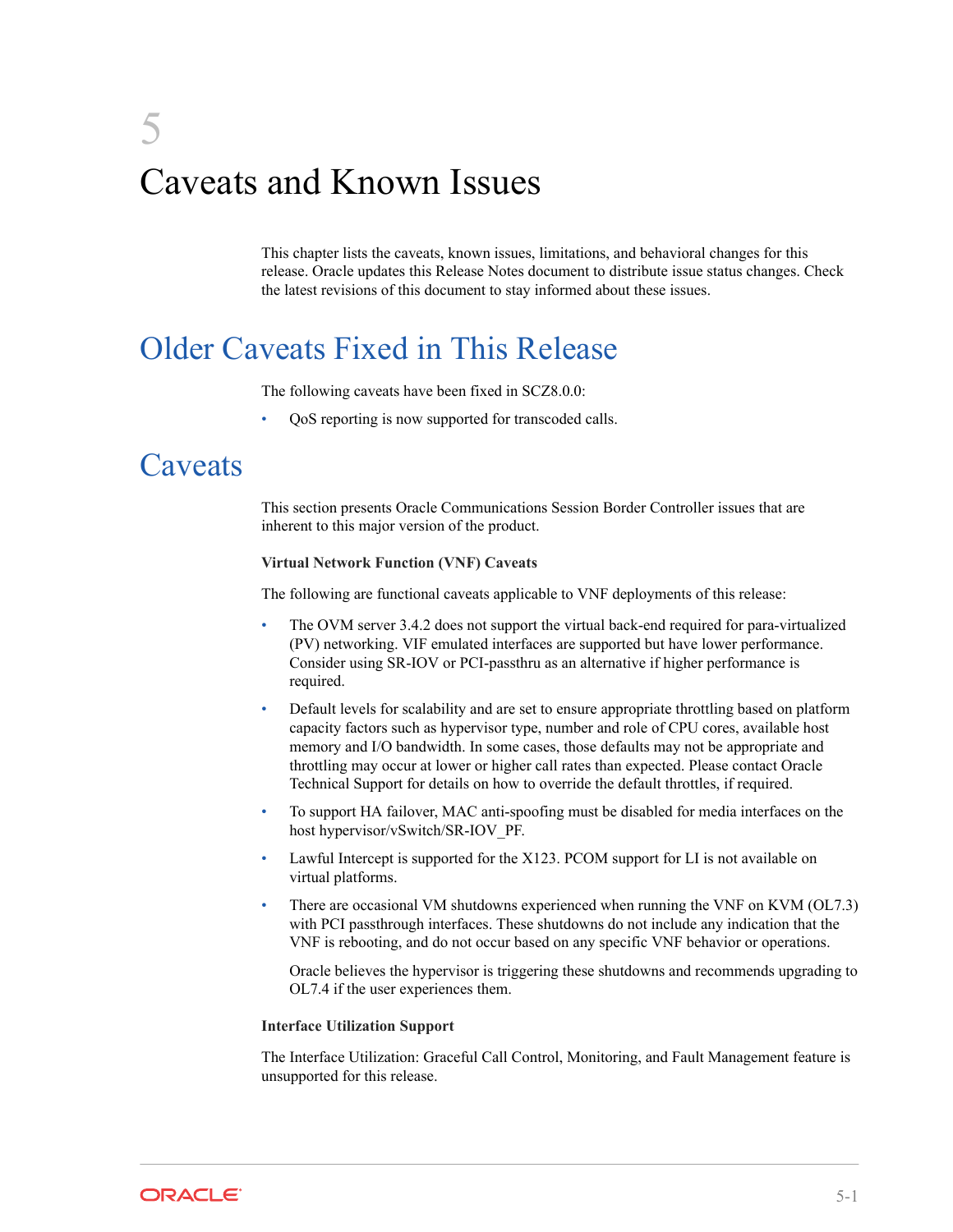# 5 Caveats and Known Issues

This chapter lists the caveats, known issues, limitations, and behavioral changes for this release. Oracle updates this Release Notes document to distribute issue status changes. Check the latest revisions of this document to stay informed about these issues.

## Older Caveats Fixed in This Release

The following caveats have been fixed in SCZ8.0.0:

- QoS reporting is now supported for transcoded calls.

## Caveats

This section presents Oracle Communications Session Border Controller issues that are inherent to this major version of the product.

**Virtual Network Function (VNF) Caveats**

The following are functional caveats applicable to VNF deployments of this release:

- The OVM server 3.4.2 does not support the virtual back-end required for para-virtualized (PV) networking. VIF emulated interfaces are supported but have lower performance. Consider using SR-IOV or PCI-passthru as an alternative if higher performance is required.
- Default levels for scalability and are set to ensure appropriate throttling based on platform capacity factors such as hypervisor type, number and role of CPU cores, available host memory and I/O bandwidth. In some cases, those defaults may not be appropriate and throttling may occur at lower or higher call rates than expected. Please contact Oracle Technical Support for details on how to override the default throttles, if required.
- To support HA failover, MAC anti-spoofing must be disabled for media interfaces on the host hypervisor/vSwitch/SR-IOV_PF.
- Lawful Intercept is supported for the X123. PCOM support for LI is not available on virtual platforms.
- There are occasional VM shutdowns experienced when running the VNF on KVM (OL7.3) with PCI passthrough interfaces. These shutdowns do not include any indication that the VNF is rebooting, and do not occur based on any specific VNF behavior or operations.

  Oracle believes the hypervisor is triggering these shutdowns and recommends upgrading to OL7.4 if the user experiences them.

**Interface Utilization Support**

The Interface Utilization: Graceful Call Control, Monitoring, and Fault Management feature is unsupported for this release.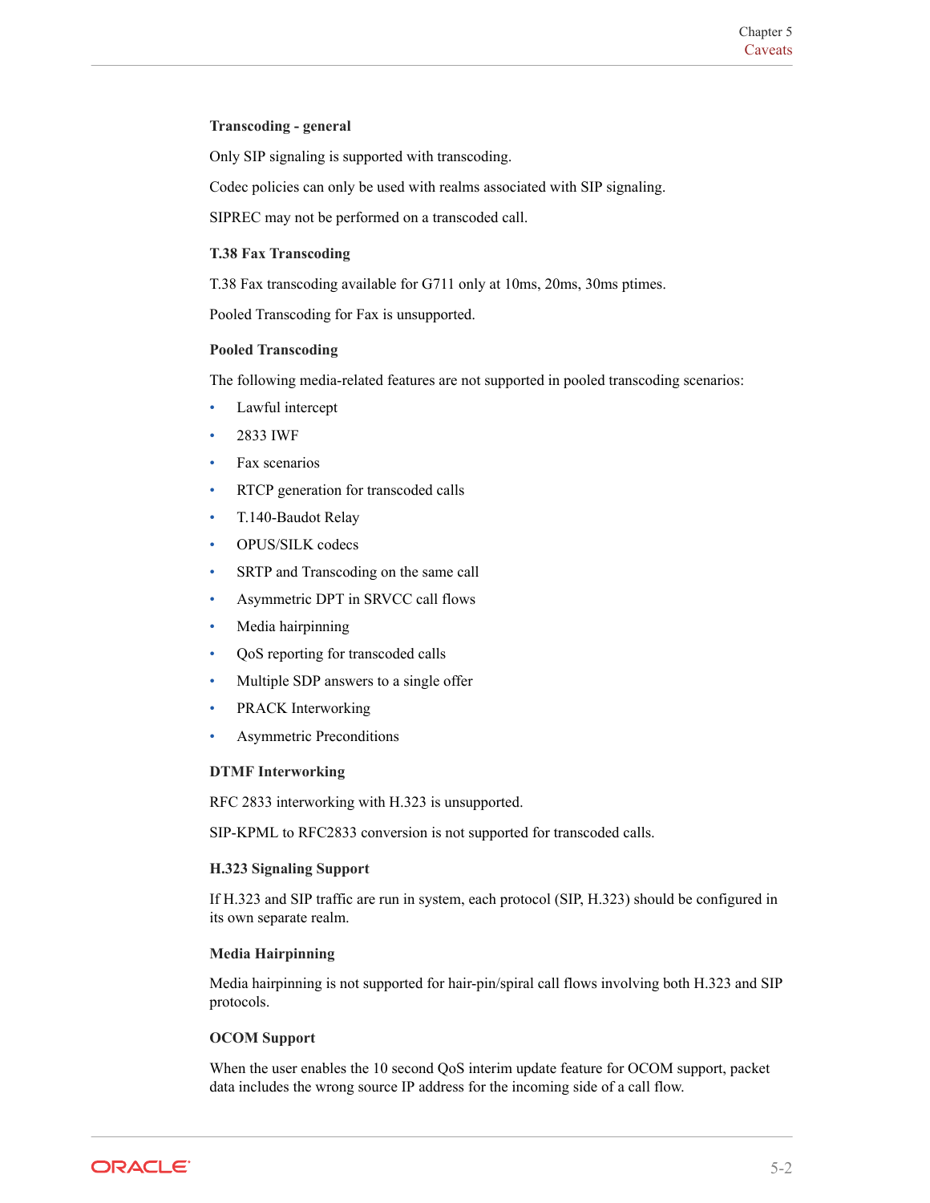#### Transcoding - general

Only SIP signaling is supported with transcoding.

Codec policies can only be used with realms associated with SIP signaling.

SIPREC may not be performed on a transcoded call.

#### T.38 Fax Transcoding

T.38 Fax transcoding available for G711 only at 10ms, 20ms, 30ms ptimes.

Pooled Transcoding for Fax is unsupported.

#### Pooled Transcoding

The following media-related features are not supported in pooled transcoding scenarios:

- Lawful intercept
- 2833 IWF
- Fax scenarios
- RTCP generation for transcoded calls
- T.140-Baudot Relay
- OPUS/SILK codecs
- SRTP and Transcoding on the same call
- Asymmetric DPT in SRVCC call flows
- Media hairpinning
- QoS reporting for transcoded calls
- Multiple SDP answers to a single offer
- PRACK Interworking
- Asymmetric Preconditions

#### DTMF Interworking

RFC 2833 interworking with H.323 is unsupported.

SIP-KPML to RFC2833 conversion is not supported for transcoded calls.

#### H.323 Signaling Support

If H.323 and SIP traffic are run in system, each protocol (SIP, H.323) should be configured in its own separate realm.

#### Media Hairpinning

Media hairpinning is not supported for hair-pin/spiral call flows involving both H.323 and SIP protocols.

#### OCOM Support

When the user enables the 10 second QoS interim update feature for OCOM support, packet data includes the wrong source IP address for the incoming side of a call flow.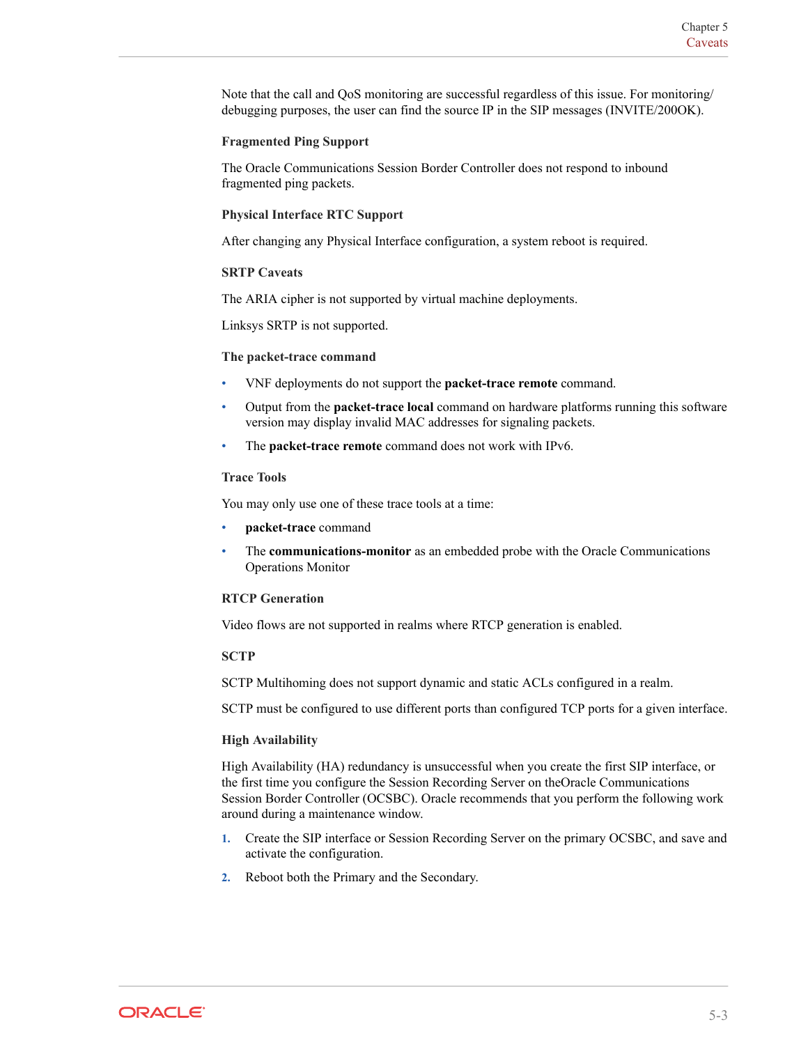Note that the call and QoS monitoring are successful regardless of this issue. For monitoring/debugging purposes, the user can find the source IP in the SIP messages (INVITE/200OK).

### Fragmented Ping Support

The Oracle Communications Session Border Controller does not respond to inbound fragmented ping packets.

### Physical Interface RTC Support

After changing any Physical Interface configuration, a system reboot is required.

### SRTP Caveats

The ARIA cipher is not supported by virtual machine deployments.

Linksys SRTP is not supported.

### The packet-trace command

- VNF deployments do not support the **packet-trace remote** command.
- Output from the **packet-trace local** command on hardware platforms running this software version may display invalid MAC addresses for signaling packets.
- The **packet-trace remote** command does not work with IPv6.

### Trace Tools

You may only use one of these trace tools at a time:

- **packet-trace** command
- The **communications-monitor** as an embedded probe with the Oracle Communications Operations Monitor

### RTCP Generation

Video flows are not supported in realms where RTCP generation is enabled.

### SCTP

SCTP Multihoming does not support dynamic and static ACLs configured in a realm.

SCTP must be configured to use different ports than configured TCP ports for a given interface.

### High Availability

High Availability (HA) redundancy is unsuccessful when you create the first SIP interface, or the first time you configure the Session Recording Server on theOracle Communications Session Border Controller (OCSBC). Oracle recommends that you perform the following work around during a maintenance window.

1. Create the SIP interface or Session Recording Server on the primary OCSBC, and save and activate the configuration.
2. Reboot both the Primary and the Secondary.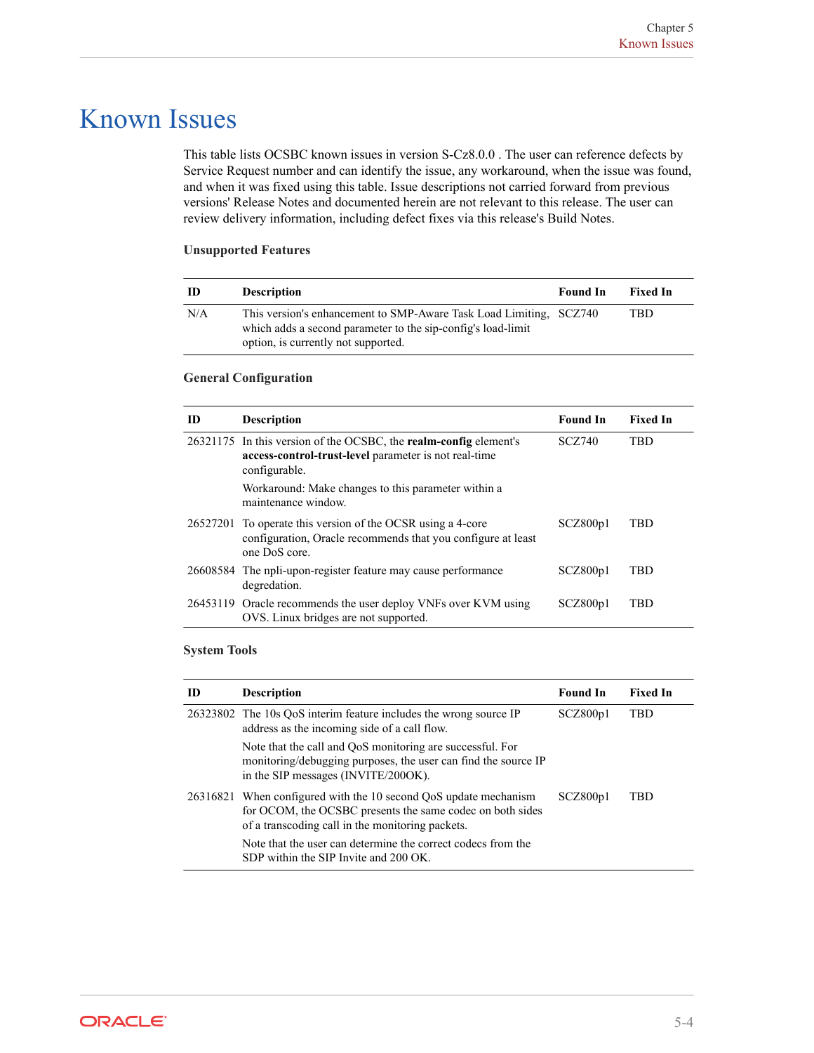# Known Issues

This table lists OCSBC known issues in version S-Cz8.0.0 . The user can reference defects by Service Request number and can identify the issue, any workaround, when the issue was found, and when it was fixed using this table. Issue descriptions not carried forward from previous versions' Release Notes and documented herein are not relevant to this release. The user can review delivery information, including defect fixes via this release's Build Notes.

**Unsupported Features**

| ID | Description | Found In | Fixed In |
|---|---|---|---|
| N/A | This version's enhancement to SMP-Aware Task Load Limiting, which adds a second parameter to the sip-config's load-limit option, is currently not supported. | SCZ740 | TBD |

**General Configuration**

| ID | Description | Found In | Fixed In |
|---|---|---|---|
| 26321175 | In this version of the OCSBC, the **realm-config** element's **access-control-trust-level** parameter is not real-time configurable.<br><br>Workaround: Make changes to this parameter within a maintenance window. | SCZ740 | TBD |
| 26527201 | To operate this version of the OCSR using a 4-core configuration, Oracle recommends that you configure at least one DoS core. | SCZ800p1 | TBD |
| 26608584 | The npli-upon-register feature may cause performance degredation. | SCZ800p1 | TBD |
| 26453119 | Oracle recommends the user deploy VNFs over KVM using OVS. Linux bridges are not supported. | SCZ800p1 | TBD |

**System Tools**

| ID | Description | Found In | Fixed In |
|---|---|---|---|
| 26323802 | The 10s QoS interim feature includes the wrong source IP address as the incoming side of a call flow.<br><br>Note that the call and QoS monitoring are successful. For monitoring/debugging purposes, the user can find the source IP in the SIP messages (INVITE/200OK). | SCZ800p1 | TBD |
| 26316821 | When configured with the 10 second QoS update mechanism for OCOM, the OCSBC presents the same codec on both sides of a transcoding call in the monitoring packets.<br><br>Note that the user can determine the correct codecs from the SDP within the SIP Invite and 200 OK. | SCZ800p1 | TBD |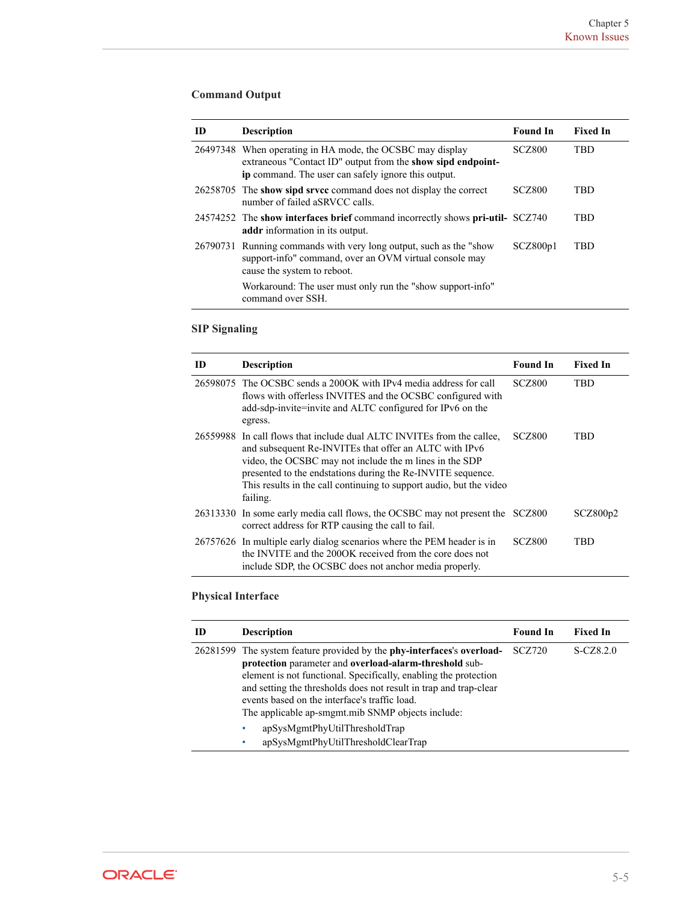### Command Output

| ID | Description | Found In | Fixed In |
|---|---|---|---|
| 26497348 | When operating in HA mode, the OCSBC may display extraneous "Contact ID" output from the **show sipd endpoint-ip** command. The user can safely ignore this output. | SCZ800 | TBD |
| 26258705 | The **show sipd srvcc** command does not display the correct number of failed aSRVCC calls. | SCZ800 | TBD |
| 24574252 | The **show interfaces brief** command incorrectly shows **pri-util-addr** information in its output. | SCZ740 | TBD |
| 26790731 | Running commands with very long output, such as the "show support-info" command, over an OVM virtual console may cause the system to reboot.<br><br>Workaround: The user must only run the "show support-info" command over SSH. | SCZ800p1 | TBD |

### SIP Signaling

| ID | Description | Found In | Fixed In |
|---|---|---|---|
| 26598075 | The OCSBC sends a 200OK with IPv4 media address for call flows with offerless INVITES and the OCSBC configured with add-sdp-invite=invite and ALTC configured for IPv6 on the egress. | SCZ800 | TBD |
| 26559988 | In call flows that include dual ALTC INVITEs from the callee, and subsequent Re-INVITEs that offer an ALTC with IPv6 video, the OCSBC may not include the m lines in the SDP presented to the endstations during the Re-INVITE sequence. This results in the call continuing to support audio, but the video failing. | SCZ800 | TBD |
| 26313330 | In some early media call flows, the OCSBC may not present the correct address for RTP causing the call to fail. | SCZ800 | SCZ800p2 |
| 26757626 | In multiple early dialog scenarios where the PEM header is in the INVITE and the 200OK received from the core does not include SDP, the OCSBC does not anchor media properly. | SCZ800 | TBD |

### Physical Interface

| ID | Description | Found In | Fixed In |
|---|---|---|---|
| 26281599 | The system feature provided by the **phy-interfaces**'s **overload-protection** parameter and **overload-alarm-threshold** sub-element is not functional. Specifically, enabling the protection and setting the thresholds does not result in trap and trap-clear events based on the interface's traffic load.<br>The applicable ap-smgmt.mib SNMP objects include:<br>• apSysMgmtPhyUtilThresholdTrap<br>• apSysMgmtPhyUtilThresholdClearTrap | SCZ720 | S-CZ8.2.0 |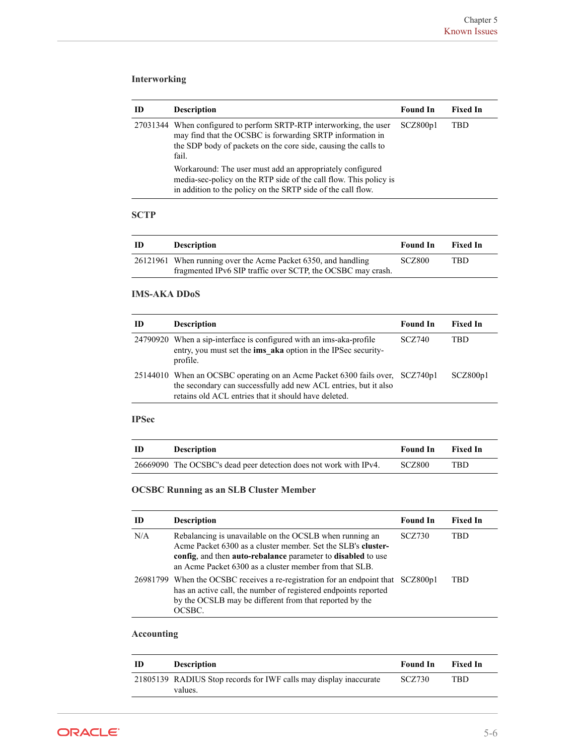### Interworking

| ID | Description | Found In | Fixed In |
|---|---|---|---|
| 27031344 | When configured to perform SRTP-RTP interworking, the user may find that the OCSBC is forwarding SRTP information in the SDP body of packets on the core side, causing the calls to fail.<br><br>Workaround: The user must add an appropriately configured media-sec-policy on the RTP side of the call flow. This policy is in addition to the policy on the SRTP side of the call flow. | SCZ800p1 | TBD |

### SCTP

| ID | Description | Found In | Fixed In |
|---|---|---|---|
| 26121961 | When running over the Acme Packet 6350, and handling fragmented IPv6 SIP traffic over SCTP, the OCSBC may crash. | SCZ800 | TBD |

### IMS-AKA DDoS

| ID | Description | Found In | Fixed In |
|---|---|---|---|
| 24790920 | When a sip-interface is configured with an ims-aka-profile entry, you must set the **ims_aka** option in the IPSec security-profile. | SCZ740 | TBD |
| 25144010 | When an OCSBC operating on an Acme Packet 6300 fails over, the secondary can successfully add new ACL entries, but it also retains old ACL entries that it should have deleted. | SCZ740p1 | SCZ800p1 |

### IPSec

| ID | Description | Found In | Fixed In |
|---|---|---|---|
| 26669090 | The OCSBC's dead peer detection does not work with IPv4. | SCZ800 | TBD |

### OCSBC Running as an SLB Cluster Member

| ID | Description | Found In | Fixed In |
|---|---|---|---|
| N/A | Rebalancing is unavailable on the OCSLB when running an Acme Packet 6300 as a cluster member. Set the SLB's **cluster-config**, and then **auto-rebalance** parameter to **disabled** to use an Acme Packet 6300 as a cluster member from that SLB. | SCZ730 | TBD |
| 26981799 | When the OCSBC receives a re-registration for an endpoint that has an active call, the number of registered endpoints reported by the OCSLB may be different from that reported by the OCSBC. | SCZ800p1 | TBD |

### Accounting

| ID | Description | Found In | Fixed In |
|---|---|---|---|
| 21805139 | RADIUS Stop records for IWF calls may display inaccurate values. | SCZ730 | TBD |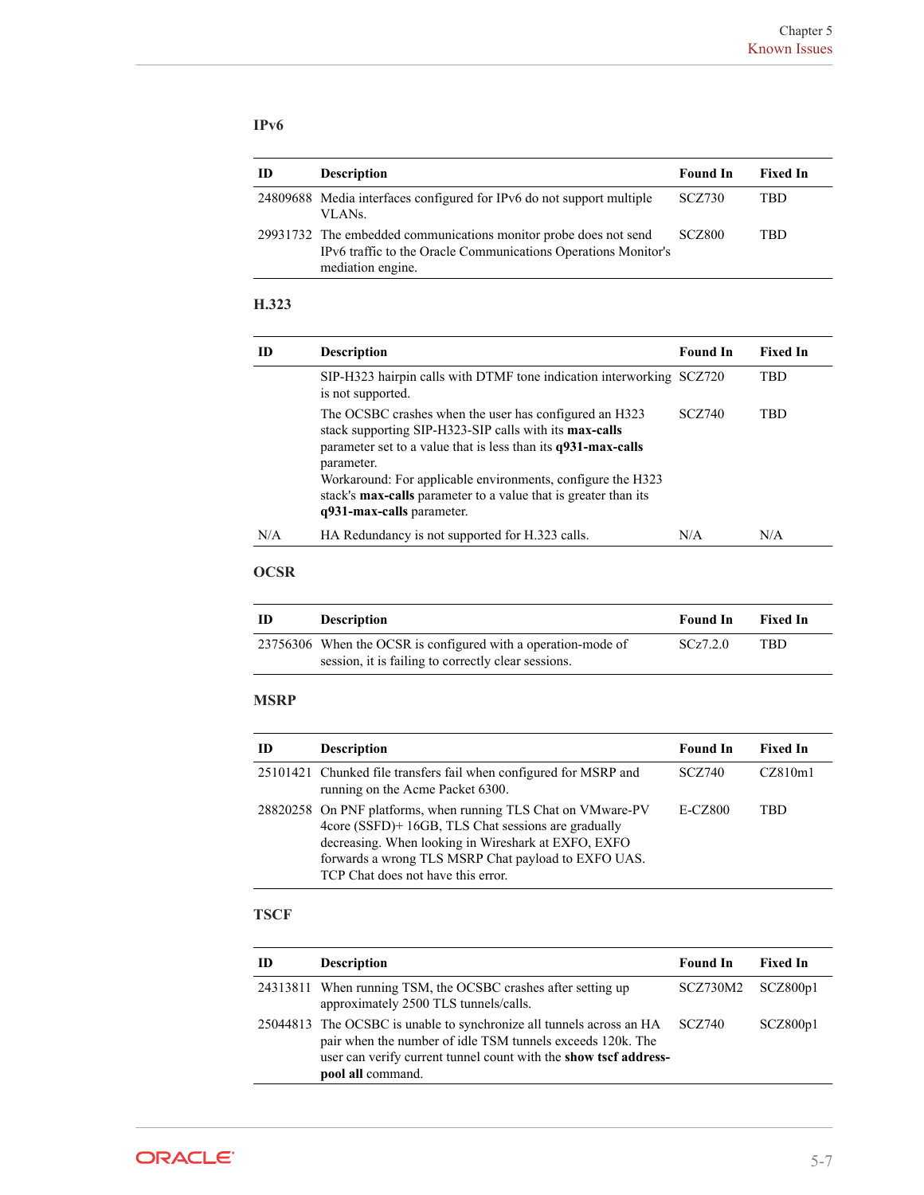### IPv6

| ID | Description | Found In | Fixed In |
|---|---|---|---|
| 24809688 | Media interfaces configured for IPv6 do not support multiple VLANs. | SCZ730 | TBD |
| 29931732 | The embedded communications monitor probe does not send IPv6 traffic to the Oracle Communications Operations Monitor's mediation engine. | SCZ800 | TBD |

### H.323

| ID | Description | Found In | Fixed In |
|---|---|---|---|
| | SIP-H323 hairpin calls with DTMF tone indication interworking is not supported. | SCZ720 | TBD |
| | The OCSBC crashes when the user has configured an H323 stack supporting SIP-H323-SIP calls with its **max-calls** parameter set to a value that is less than its **q931-max-calls** parameter.<br>Workaround: For applicable environments, configure the H323 stack's **max-calls** parameter to a value that is greater than its **q931-max-calls** parameter. | SCZ740 | TBD |
| N/A | HA Redundancy is not supported for H.323 calls. | N/A | N/A |

### OCSR

| ID | Description | Found In | Fixed In |
|---|---|---|---|
| 23756306 | When the OCSR is configured with a operation-mode of session, it is failing to correctly clear sessions. | SCz7.2.0 | TBD |

### MSRP

| ID | Description | Found In | Fixed In |
|---|---|---|---|
| 25101421 | Chunked file transfers fail when configured for MSRP and running on the Acme Packet 6300. | SCZ740 | CZ810m1 |
| 28820258 | On PNF platforms, when running TLS Chat on VMware-PV 4core (SSFD)+ 16GB, TLS Chat sessions are gradually decreasing. When looking in Wireshark at EXFO, EXFO forwards a wrong TLS MSRP Chat payload to EXFO UAS. TCP Chat does not have this error. | E-CZ800 | TBD |

### TSCF

| ID | Description | Found In | Fixed In |
|---|---|---|---|
| 24313811 | When running TSM, the OCSBC crashes after setting up approximately 2500 TLS tunnels/calls. | SCZ730M2 | SCZ800p1 |
| 25044813 | The OCSBC is unable to synchronize all tunnels across an HA pair when the number of idle TSM tunnels exceeds 120k. The user can verify current tunnel count with the **show tscf address-pool all** command. | SCZ740 | SCZ800p1 |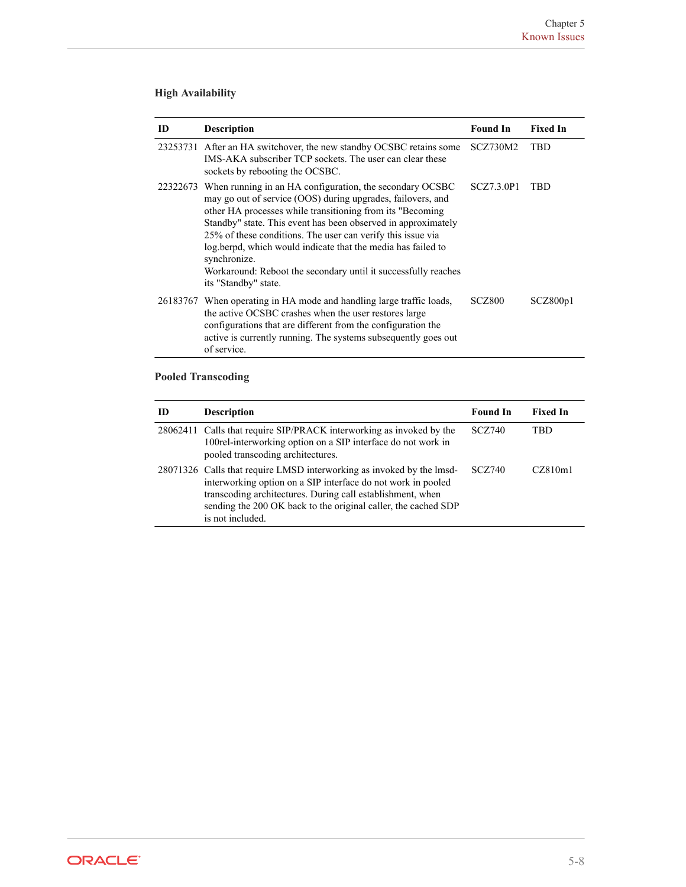### High Availability

| ID | Description | Found In | Fixed In |
| --- | --- | --- | --- |
| 23253731 | After an HA switchover, the new standby OCSBC retains some IMS-AKA subscriber TCP sockets. The user can clear these sockets by rebooting the OCSBC. | SCZ730M2 | TBD |
| 22322673 | When running in an HA configuration, the secondary OCSBC may go out of service (OOS) during upgrades, failovers, and other HA processes while transitioning from its "Becoming Standby" state. This event has been observed in approximately 25% of these conditions. The user can verify this issue via log.berpd, which would indicate that the media has failed to synchronize.<br>Workaround: Reboot the secondary until it successfully reaches its "Standby" state. | SCZ7.3.0P1 | TBD |
| 26183767 | When operating in HA mode and handling large traffic loads, the active OCSBC crashes when the user restores large configurations that are different from the configuration the active is currently running. The systems subsequently goes out of service. | SCZ800 | SCZ800p1 |

### Pooled Transcoding

| ID | Description | Found In | Fixed In |
| --- | --- | --- | --- |
| 28062411 | Calls that require SIP/PRACK interworking as invoked by the 100rel-interworking option on a SIP interface do not work in pooled transcoding architectures. | SCZ740 | TBD |
| 28071326 | Calls that require LMSD interworking as invoked by the lmsd-interworking option on a SIP interface do not work in pooled transcoding architectures. During call establishment, when sending the 200 OK back to the original caller, the cached SDP is not included. | SCZ740 | CZ810m1 |